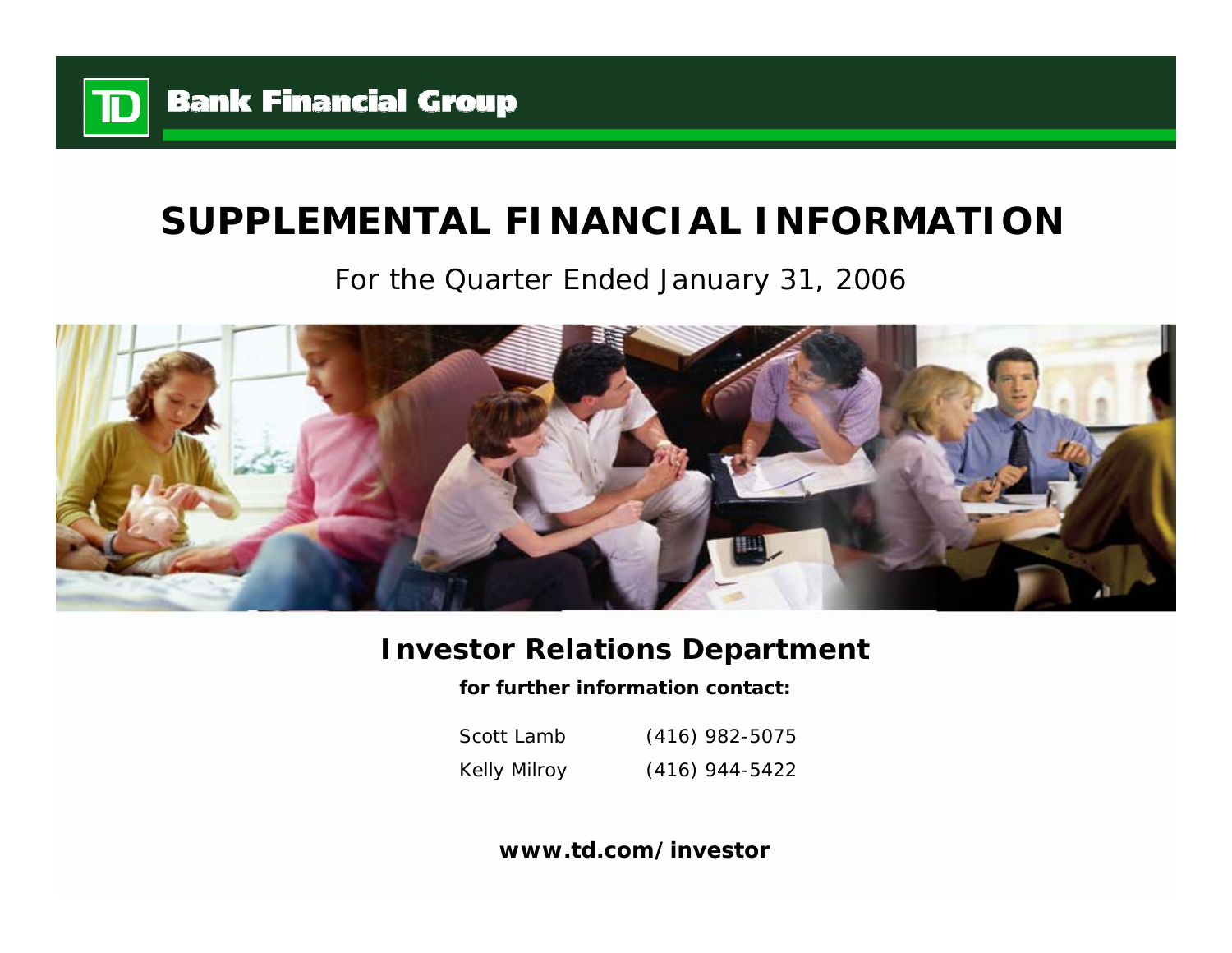TD Bank Financial Group

# SUPPLEMENTAL FINANCIAL INFORMATION

For the Quarter Ended January 31, 2006

## Investor Relations Department

**for further information contact:**

Scott Lamb (416) 982-5075

Kelly Milroy (416) 944-5422

**www.td.com/investor**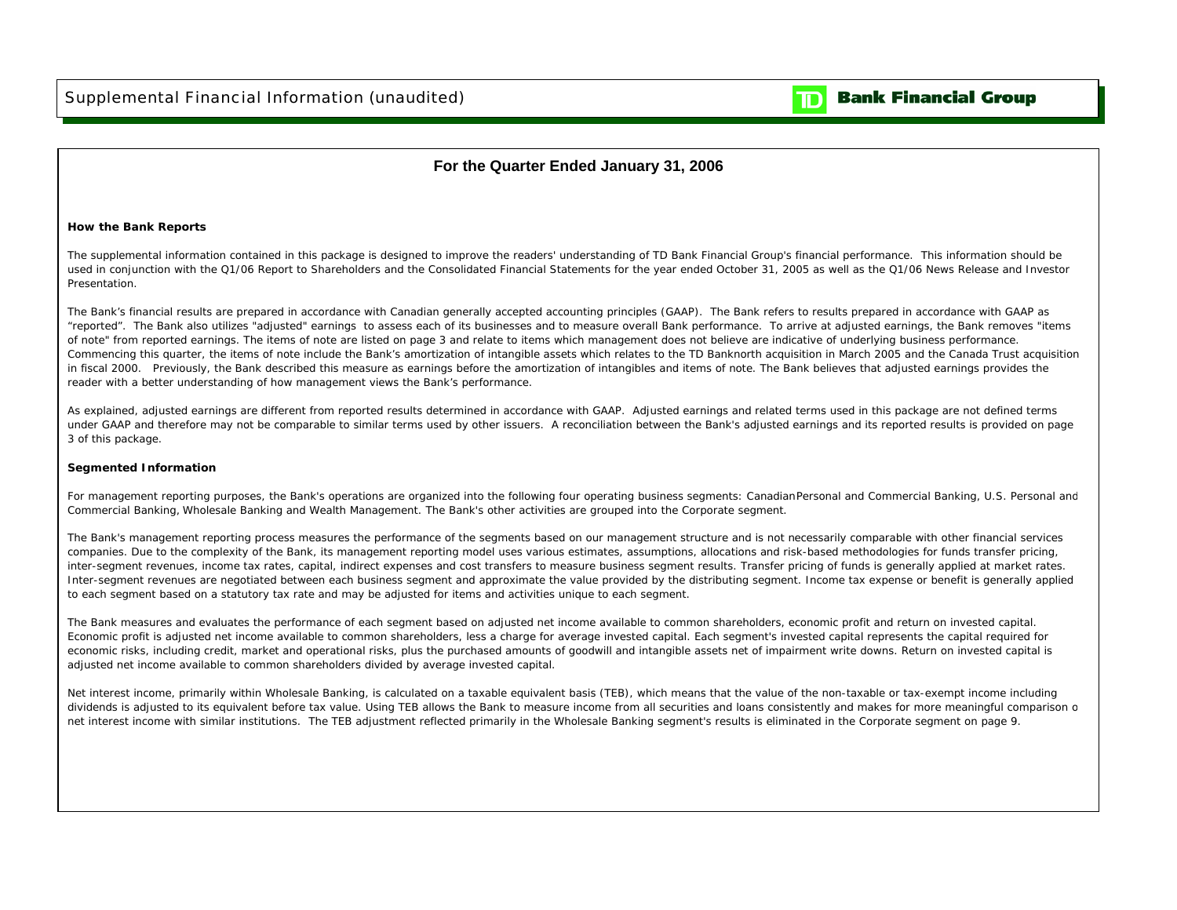## For the Quarter Ended January 31, 2006

### How the Bank Reports

The supplemental information contained in this package is designed to improve the readers' understanding of TD Bank Financial Group's financial performance. This information should be used in conjunction with the Q1/06 Report to Shareholders and the Consolidated Financial Statements for the year ended October 31, 2005 as well as the Q1/06 News Release and Investor Presentation.

The Bank's financial results are prepared in accordance with Canadian generally accepted accounting principles (GAAP). The Bank refers to results prepared in accordance with GAAP as "reported". The Bank also utilizes "adjusted" earnings to assess each of its businesses and to measure overall Bank performance. To arrive at adjusted earnings, the Bank removes "items of note" from reported earnings. The items of note are listed on page 3 and relate to items which management does not believe are indicative of underlying business performance. Commencing this quarter, the items of note include the Bank's amortization of intangible assets which relates to the TD Banknorth acquisition in March 2005 and the Canada Trust acquisition in fiscal 2000. Previously, the Bank described this measure as earnings before the amortization of intangibles and items of note. The Bank believes that adjusted earnings provides the reader with a better understanding of how management views the Bank's performance.

As explained, adjusted earnings are different from reported results determined in accordance with GAAP. Adjusted earnings and related terms used in this package are not defined terms under GAAP and therefore may not be comparable to similar terms used by other issuers. A reconciliation between the Bank's adjusted earnings and its reported results is provided on page 3 of this package.

### Segmented Information

For management reporting purposes, the Bank's operations are organized into the following four operating business segments: Canadian Personal and Commercial Banking, U.S. Personal and Commercial Banking, Wholesale Banking and Wealth Management. The Bank's other activities are grouped into the Corporate segment.

The Bank's management reporting process measures the performance of the segments based on our management structure and is not necessarily comparable with other financial services companies. Due to the complexity of the Bank, its management reporting model uses various estimates, assumptions, allocations and risk-based methodologies for funds transfer pricing, inter-segment revenues, income tax rates, capital, indirect expenses and cost transfers to measure business segment results. Transfer pricing of funds is generally applied at market rates. Inter-segment revenues are negotiated between each business segment and approximate the value provided by the distributing segment. Income tax expense or benefit is generally applied to each segment based on a statutory tax rate and may be adjusted for items and activities unique to each segment.

The Bank measures and evaluates the performance of each segment based on adjusted net income available to common shareholders, economic profit and return on invested capital. Economic profit is adjusted net income available to common shareholders, less a charge for average invested capital. Each segment's invested capital represents the capital required for economic risks, including credit, market and operational risks, plus the purchased amounts of goodwill and intangible assets net of impairment write downs. Return on invested capital is adjusted net income available to common shareholders divided by average invested capital.

Net interest income, primarily within Wholesale Banking, is calculated on a taxable equivalent basis (TEB), which means that the value of the non-taxable or tax-exempt income including dividends is adjusted to its equivalent before tax value. Using TEB allows the Bank to measure income from all securities and loans consistently and makes for more meaningful comparison of net interest income with similar institutions. The TEB adjustment reflected primarily in the Wholesale Banking segment's results is eliminated in the Corporate segment on page 9.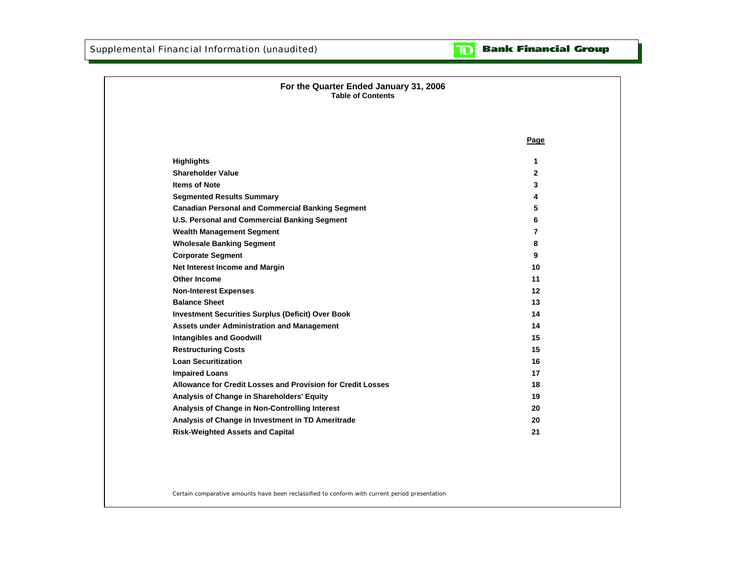Supplemental Financial Information (unaudited)

TD Bank Financial Group

## For the Quarter Ended January 31, 2006
### Table of Contents

| | Page |
|---|---|
| **Highlights** | 1 |
| **Shareholder Value** | 2 |
| **Items of Note** | 3 |
| **Segmented Results Summary** | 4 |
| **Canadian Personal and Commercial Banking Segment** | 5 |
| **U.S. Personal and Commercial Banking Segment** | 6 |
| **Wealth Management Segment** | 7 |
| **Wholesale Banking Segment** | 8 |
| **Corporate Segment** | 9 |
| **Net Interest Income and Margin** | 10 |
| **Other Income** | 11 |
| **Non-Interest Expenses** | 12 |
| **Balance Sheet** | 13 |
| **Investment Securities Surplus (Deficit) Over Book** | 14 |
| **Assets under Administration and Management** | 14 |
| **Intangibles and Goodwill** | 15 |
| **Restructuring Costs** | 15 |
| **Loan Securitization** | 16 |
| **Impaired Loans** | 17 |
| **Allowance for Credit Losses and Provision for Credit Losses** | 18 |
| **Analysis of Change in Shareholders' Equity** | 19 |
| **Analysis of Change in Non-Controlling Interest** | 20 |
| **Analysis of Change in Investment in TD Ameritrade** | 20 |
| **Risk-Weighted Assets and Capital** | 21 |

*Certain comparative amounts have been reclassified to conform with current period presentation*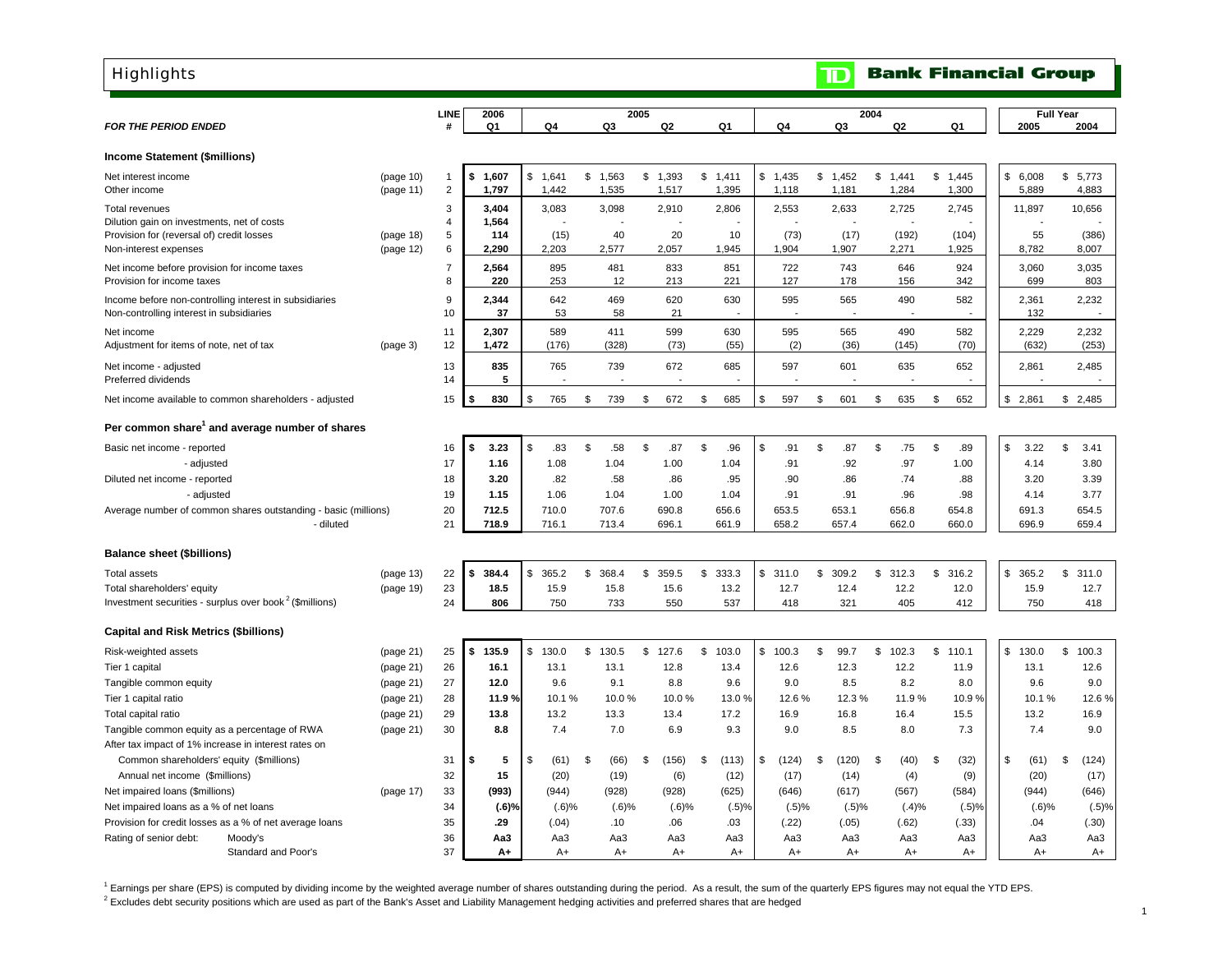# Highlights

**TD Bank Financial Group**

| *FOR THE PERIOD ENDED* | | LINE # | 2006 Q1 | 2005 Q4 | 2005 Q3 | 2005 Q2 | 2005 Q1 | 2004 Q4 | 2004 Q3 | 2004 Q2 | 2004 Q1 | Full Year 2005 | Full Year 2004 |
|---|---|---|---|---|---|---|---|---|---|---|---|---|---|
| **Income Statement ($millions)** | | | | | | | | | | | | | |
| Net interest income | (page 10) | 1 | **$ 1,607** | $ 1,641 | $ 1,563 | $ 1,393 | $ 1,411 | $ 1,435 | $ 1,452 | $ 1,441 | $ 1,445 | $ 6,008 | $ 5,773 |
| Other income | (page 11) | 2 | **1,797** | 1,442 | 1,535 | 1,517 | 1,395 | 1,118 | 1,181 | 1,284 | 1,300 | 5,889 | 4,883 |
| Total revenues | | 3 | **3,404** | 3,083 | 3,098 | 2,910 | 2,806 | 2,553 | 2,633 | 2,725 | 2,745 | 11,897 | 10,656 |
| Dilution gain on investments, net of costs | | 4 | **1,564** | - | - | - | - | - | - | - | - | - | - |
| Provision for (reversal of) credit losses | (page 18) | 5 | **114** | (15) | 40 | 20 | 10 | (73) | (17) | (192) | (104) | 55 | (386) |
| Non-interest expenses | (page 12) | 6 | **2,290** | 2,203 | 2,577 | 2,057 | 1,945 | 1,904 | 1,907 | 2,271 | 1,925 | 8,782 | 8,007 |
| Net income before provision for income taxes | | 7 | **2,564** | 895 | 481 | 833 | 851 | 722 | 743 | 646 | 924 | 3,060 | 3,035 |
| Provision for income taxes | | 8 | **220** | 253 | 12 | 213 | 221 | 127 | 178 | 156 | 342 | 699 | 803 |
| Income before non-controlling interest in subsidiaries | | 9 | **2,344** | 642 | 469 | 620 | 630 | 595 | 565 | 490 | 582 | 2,361 | 2,232 |
| Non-controlling interest in subsidiaries | | 10 | **37** | 53 | 58 | 21 | - | - | - | - | - | 132 | - |
| Net income | | 11 | **2,307** | 589 | 411 | 599 | 630 | 595 | 565 | 490 | 582 | 2,229 | 2,232 |
| Adjustment for items of note, net of tax | (page 3) | 12 | **1,472** | (176) | (328) | (73) | (55) | (2) | (36) | (145) | (70) | (632) | (253) |
| Net income - adjusted | | 13 | **835** | 765 | 739 | 672 | 685 | 597 | 601 | 635 | 652 | 2,861 | 2,485 |
| Preferred dividends | | 14 | **5** | - | - | - | - | - | - | - | - | - | - |
| Net income available to common shareholders - adjusted | | 15 | **$ 830** | $ 765 | $ 739 | $ 672 | $ 685 | $ 597 | $ 601 | $ 635 | $ 652 | $ 2,861 | $ 2,485 |
| **Per common share[1] and average number of shares** | | | | | | | | | | | | | |
| Basic net income - reported | | 16 | **$ 3.23** | $ .83 | $ .58 | $ .87 | $ .96 | $ .91 | $ .87 | $ .75 | $ .89 | $ 3.22 | $ 3.41 |
| - adjusted | | 17 | **1.16** | 1.08 | 1.04 | 1.00 | 1.04 | .91 | .92 | .97 | 1.00 | 4.14 | 3.80 |
| Diluted net income - reported | | 18 | **3.20** | .82 | .58 | .86 | .95 | .90 | .86 | .74 | .88 | 3.20 | 3.39 |
| - adjusted | | 19 | **1.15** | 1.06 | 1.04 | 1.00 | 1.04 | .91 | .91 | .96 | .98 | 4.14 | 3.77 |
| Average number of common shares outstanding - basic (millions) | | 20 | **712.5** | 710.0 | 707.6 | 690.8 | 656.6 | 653.5 | 653.1 | 656.8 | 654.8 | 691.3 | 654.5 |
| - diluted | | 21 | **718.9** | 716.1 | 713.4 | 696.1 | 661.9 | 658.2 | 657.4 | 662.0 | 660.0 | 696.9 | 659.4 |
| **Balance sheet ($billions)** | | | | | | | | | | | | | |
| Total assets | (page 13) | 22 | **$ 384.4** | $ 365.2 | $ 368.4 | $ 359.5 | $ 333.3 | $ 311.0 | $ 309.2 | $ 312.3 | $ 316.2 | $ 365.2 | $ 311.0 |
| Total shareholders' equity | (page 19) | 23 | **18.5** | 15.9 | 15.8 | 15.6 | 13.2 | 12.7 | 12.4 | 12.2 | 12.0 | 15.9 | 12.7 |
| Investment securities - surplus over book[2] ($millions) | | 24 | **806** | 750 | 733 | 550 | 537 | 418 | 321 | 405 | 412 | 750 | 418 |
| **Capital and Risk Metrics ($billions)** | | | | | | | | | | | | | |
| Risk-weighted assets | (page 21) | 25 | **$ 135.9** | $ 130.0 | $ 130.5 | $ 127.6 | $ 103.0 | $ 100.3 | $ 99.7 | $ 102.3 | $ 110.1 | $ 130.0 | $ 100.3 |
| Tier 1 capital | (page 21) | 26 | **16.1** | 13.1 | 13.1 | 12.8 | 13.4 | 12.6 | 12.3 | 12.2 | 11.9 | 13.1 | 12.6 |
| Tangible common equity | (page 21) | 27 | **12.0** | 9.6 | 9.1 | 8.8 | 9.6 | 9.0 | 8.5 | 8.2 | 8.0 | 9.6 | 9.0 |
| Tier 1 capital ratio | (page 21) | 28 | **11.9 %** | 10.1 % | 10.0 % | 10.0 % | 13.0 % | 12.6 % | 12.3 % | 11.9 % | 10.9 % | 10.1 % | 12.6 % |
| Total capital ratio | (page 21) | 29 | **13.8** | 13.2 | 13.3 | 13.4 | 17.2 | 16.9 | 16.8 | 16.4 | 15.5 | 13.2 | 16.9 |
| Tangible common equity as a percentage of RWA | (page 21) | 30 | **8.8** | 7.4 | 7.0 | 6.9 | 9.3 | 9.0 | 8.5 | 8.0 | 7.3 | 7.4 | 9.0 |
| After tax impact of 1% increase in interest rates on | | | | | | | | | | | | | |
| Common shareholders' equity ($millions) | | 31 | **$ 5** | $ (61) | $ (66) | $ (156) | $ (113) | $ (124) | $ (120) | $ (40) | $ (32) | $ (61) | $ (124) |
| Annual net income ($millions) | | 32 | **15** | (20) | (19) | (6) | (12) | (17) | (14) | (4) | (9) | (20) | (17) |
| Net impaired loans ($millions) | (page 17) | 33 | **(993)** | (944) | (928) | (928) | (625) | (646) | (617) | (567) | (584) | (944) | (646) |
| Net impaired loans as a % of net loans | | 34 | **(.6)%** | (.6)% | (.6)% | (.6)% | (.5)% | (.5)% | (.5)% | (.4)% | (.5)% | (.6)% | (.5)% |
| Provision for credit losses as a % of net average loans | | 35 | **.29** | (.04) | .10 | .06 | .03 | (.22) | (.05) | (.62) | (.33) | .04 | (.30) |
| Rating of senior debt: Moody's | | 36 | **Aa3** | Aa3 | Aa3 | Aa3 | Aa3 | Aa3 | Aa3 | Aa3 | Aa3 | Aa3 | Aa3 |
| Standard and Poor's | | 37 | **A+** | A+ | A+ | A+ | A+ | A+ | A+ | A+ | A+ | A+ | A+ |

[1] Earnings per share (EPS) is computed by dividing income by the weighted average number of shares outstanding during the period. As a result, the sum of the quarterly EPS figures may not equal the YTD EPS.

[2] Excludes debt security positions which are used as part of the Bank's Asset and Liability Management hedging activities and preferred shares that are hedged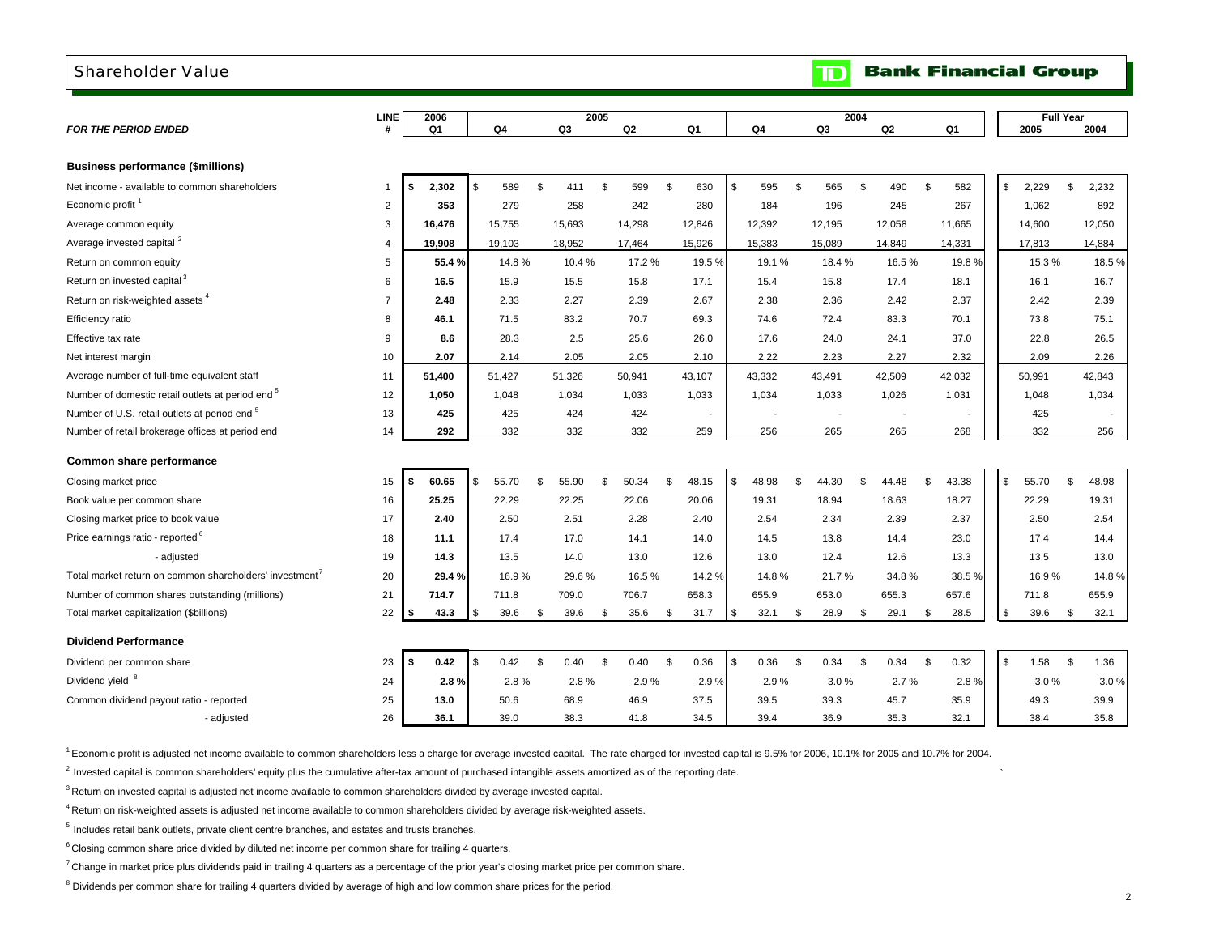## Shareholder Value

**TD Bank Financial Group**

| FOR THE PERIOD ENDED | LINE # | 2006 Q1 | 2005 Q4 | 2005 Q3 | 2005 Q2 | 2005 Q1 | 2004 Q4 | 2004 Q3 | 2004 Q2 | 2004 Q1 | Full Year 2005 | Full Year 2004 |
|---|---|---|---|---|---|---|---|---|---|---|---|---|
| **Business performance ($millions)** | | | | | | | | | | | | |
| Net income - available to common shareholders | 1 | $ 2,302 | $ 589 | $ 411 | $ 599 | $ 630 | $ 595 | $ 565 | $ 490 | $ 582 | $ 2,229 | $ 2,232 |
| Economic profit [1] | 2 | 353 | 279 | 258 | 242 | 280 | 184 | 196 | 245 | 267 | 1,062 | 892 |
| Average common equity | 3 | 16,476 | 15,755 | 15,693 | 14,298 | 12,846 | 12,392 | 12,195 | 12,058 | 11,665 | 14,600 | 12,050 |
| Average invested capital [2] | 4 | 19,908 | 19,103 | 18,952 | 17,464 | 15,926 | 15,383 | 15,089 | 14,849 | 14,331 | 17,813 | 14,884 |
| Return on common equity | 5 | 55.4 % | 14.8 % | 10.4 % | 17.2 % | 19.5 % | 19.1 % | 18.4 % | 16.5 % | 19.8 % | 15.3 % | 18.5 % |
| Return on invested capital [3] | 6 | 16.5 | 15.9 | 15.5 | 15.8 | 17.1 | 15.4 | 15.8 | 17.4 | 18.1 | 16.1 | 16.7 |
| Return on risk-weighted assets [4] | 7 | 2.48 | 2.33 | 2.27 | 2.39 | 2.67 | 2.38 | 2.36 | 2.42 | 2.37 | 2.42 | 2.39 |
| Efficiency ratio | 8 | 46.1 | 71.5 | 83.2 | 70.7 | 69.3 | 74.6 | 72.4 | 83.3 | 70.1 | 73.8 | 75.1 |
| Effective tax rate | 9 | 8.6 | 28.3 | 2.5 | 25.6 | 26.0 | 17.6 | 24.0 | 24.1 | 37.0 | 22.8 | 26.5 |
| Net interest margin | 10 | 2.07 | 2.14 | 2.05 | 2.05 | 2.10 | 2.22 | 2.23 | 2.27 | 2.32 | 2.09 | 2.26 |
| Average number of full-time equivalent staff | 11 | 51,400 | 51,427 | 51,326 | 50,941 | 43,107 | 43,332 | 43,491 | 42,509 | 42,032 | 50,991 | 42,843 |
| Number of domestic retail outlets at period end [5] | 12 | 1,050 | 1,048 | 1,034 | 1,033 | 1,033 | 1,034 | 1,033 | 1,026 | 1,031 | 1,048 | 1,034 |
| Number of U.S. retail outlets at period end [5] | 13 | 425 | 425 | 424 | 424 | - | - | - | - | - | 425 | - |
| Number of retail brokerage offices at period end | 14 | 292 | 332 | 332 | 332 | 259 | 256 | 265 | 265 | 268 | 332 | 256 |
| **Common share performance** | | | | | | | | | | | | |
| Closing market price | 15 | $ 60.65 | $ 55.70 | $ 55.90 | $ 50.34 | $ 48.15 | $ 48.98 | $ 44.30 | $ 44.48 | $ 43.38 | $ 55.70 | $ 48.98 |
| Book value per common share | 16 | 25.25 | 22.29 | 22.25 | 22.06 | 20.06 | 19.31 | 18.94 | 18.63 | 18.27 | 22.29 | 19.31 |
| Closing market price to book value | 17 | 2.40 | 2.50 | 2.51 | 2.28 | 2.40 | 2.54 | 2.34 | 2.39 | 2.37 | 2.50 | 2.54 |
| Price earnings ratio - reported [6] | 18 | 11.1 | 17.4 | 17.0 | 14.1 | 14.0 | 14.5 | 13.8 | 14.4 | 23.0 | 17.4 | 14.4 |
| - adjusted | 19 | 14.3 | 13.5 | 14.0 | 13.0 | 12.6 | 13.0 | 12.4 | 12.6 | 13.3 | 13.5 | 13.0 |
| Total market return on common shareholders' investment [7] | 20 | 29.4 % | 16.9 % | 29.6 % | 16.5 % | 14.2 % | 14.8 % | 21.7 % | 34.8 % | 38.5 % | 16.9 % | 14.8 % |
| Number of common shares outstanding (millions) | 21 | 714.7 | 711.8 | 709.0 | 706.7 | 658.3 | 655.9 | 653.0 | 655.3 | 657.6 | 711.8 | 655.9 |
| Total market capitalization ($billions) | 22 | $ 43.3 | $ 39.6 | $ 39.6 | $ 35.6 | $ 31.7 | $ 32.1 | $ 28.9 | $ 29.1 | $ 28.5 | $ 39.6 | $ 32.1 |
| **Dividend Performance** | | | | | | | | | | | | |
| Dividend per common share | 23 | $ 0.42 | $ 0.42 | $ 0.40 | $ 0.40 | $ 0.36 | $ 0.36 | $ 0.34 | $ 0.34 | $ 0.32 | $ 1.58 | $ 1.36 |
| Dividend yield [8] | 24 | 2.8 % | 2.8 % | 2.8 % | 2.9 % | 2.9 % | 2.9 % | 3.0 % | 2.7 % | 2.8 % | 3.0 % | 3.0 % |
| Common dividend payout ratio - reported | 25 | 13.0 | 50.6 | 68.9 | 46.9 | 37.5 | 39.5 | 39.3 | 45.7 | 35.9 | 49.3 | 39.9 |
| - adjusted | 26 | 36.1 | 39.0 | 38.3 | 41.8 | 34.5 | 39.4 | 36.9 | 35.3 | 32.1 | 38.4 | 35.8 |

[1] Economic profit is adjusted net income available to common shareholders less a charge for average invested capital. The rate charged for invested capital is 9.5% for 2006, 10.1% for 2005 and 10.7% for 2004.

[2] Invested capital is common shareholders' equity plus the cumulative after-tax amount of purchased intangible assets amortized as of the reporting date.

[3] Return on invested capital is adjusted net income available to common shareholders divided by average invested capital.

[4] Return on risk-weighted assets is adjusted net income available to common shareholders divided by average risk-weighted assets.

[5] Includes retail bank outlets, private client centre branches, and estates and trusts branches.

[6] Closing common share price divided by diluted net income per common share for trailing 4 quarters.

[7] Change in market price plus dividends paid in trailing 4 quarters as a percentage of the prior year's closing market price per common share.

[8] Dividends per common share for trailing 4 quarters divided by average of high and low common share prices for the period.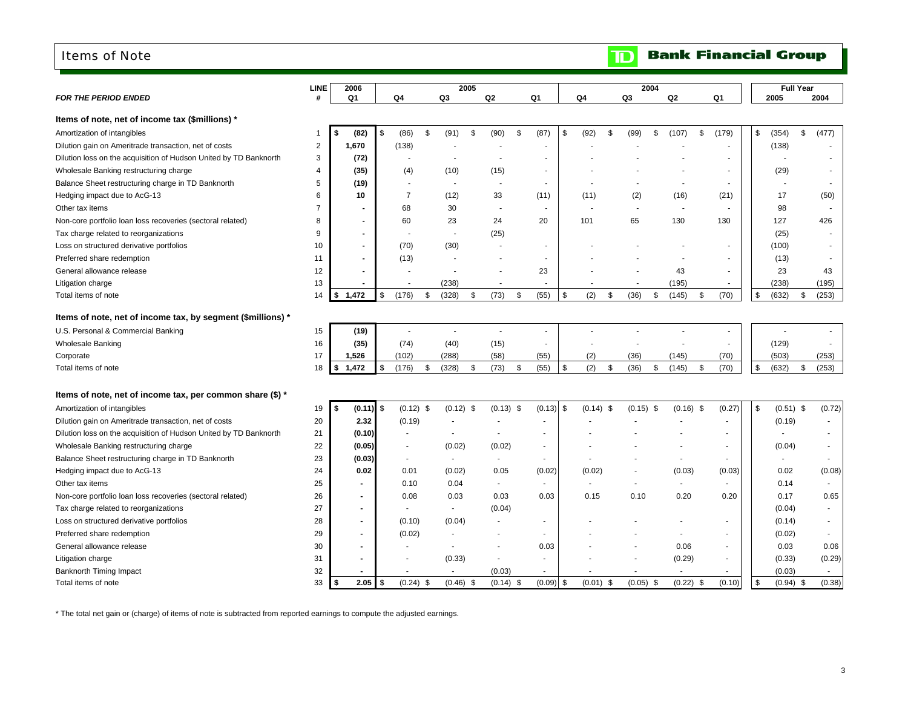# Items of Note

| FOR THE PERIOD ENDED | LINE # | 2006 Q1 | 2005 Q4 | 2005 Q3 | 2005 Q2 | 2005 Q1 | 2004 Q4 | 2004 Q3 | 2004 Q2 | 2004 Q1 | Full Year 2005 | Full Year 2004 |
|---|---|---|---|---|---|---|---|---|---|---|---|---|
| **Items of note, net of income tax ($millions) *** | | | | | | | | | | | | |
| Amortization of intangibles | 1 | $ (82) | $ (86) | $ (91) | $ (90) | $ (87) | $ (92) | $ (99) | $ (107) | $ (179) | $ (354) | $ (477) |
| Dilution gain on Ameritrade transaction, net of costs | 2 | 1,670 | (138) | - | - | - | - | - | - | - | (138) | - |
| Dilution loss on the acquisition of Hudson United by TD Banknorth | 3 | (72) | - | - | - | - | - | - | - | - | - | - |
| Wholesale Banking restructuring charge | 4 | (35) | (4) | (10) | (15) | - | - | - | - | - | (29) | - |
| Balance Sheet restructuring charge in TD Banknorth | 5 | (19) | - | - | - | - | - | - | - | - | - | - |
| Hedging impact due to AcG-13 | 6 | 10 | 7 | (12) | 33 | (11) | (11) | (2) | (16) | (21) | 17 | (50) |
| Other tax items | 7 | - | 68 | 30 | - | - | - | - | - | - | 98 | - |
| Non-core portfolio loan loss recoveries (sectoral related) | 8 | - | 60 | 23 | 24 | 20 | 101 | 65 | 130 | 130 | 127 | 426 |
| Tax charge related to reorganizations | 9 | - | - | - | (25) | | | | | | (25) | - |
| Loss on structured derivative portfolios | 10 | - | (70) | (30) | - | - | - | - | - | - | (100) | - |
| Preferred share redemption | 11 | - | (13) | - | - | - | - | - | - | - | (13) | - |
| General allowance release | 12 | - | - | - | - | 23 | - | - | 43 | - | 23 | 43 |
| Litigation charge | 13 | - | - | (238) | - | - | - | - | (195) | - | (238) | (195) |
| Total items of note | 14 | $ 1,472 | $ (176) | $ (328) | $ (73) | $ (55) | $ (2) | $ (36) | $ (145) | $ (70) | $ (632) | $ (253) |
| **Items of note, net of income tax, by segment ($millions) *** | | | | | | | | | | | | |
| U.S. Personal & Commercial Banking | 15 | (19) | - | - | - | - | - | - | - | - | - | - |
| Wholesale Banking | 16 | (35) | (74) | (40) | (15) | - | - | - | - | - | (129) | - |
| Corporate | 17 | 1,526 | (102) | (288) | (58) | (55) | (2) | (36) | (145) | (70) | (503) | (253) |
| Total items of note | 18 | $ 1,472 | $ (176) | $ (328) | $ (73) | $ (55) | $ (2) | $ (36) | $ (145) | $ (70) | $ (632) | $ (253) |
| **Items of note, net of income tax, per common share ($) *** | | | | | | | | | | | | |
| Amortization of intangibles | 19 | $ (0.11) | $ (0.12) | $ (0.12) | $ (0.13) | $ (0.13) | $ (0.14) | $ (0.15) | $ (0.16) | $ (0.27) | $ (0.51) | $ (0.72) |
| Dilution gain on Ameritrade transaction, net of costs | 20 | 2.32 | (0.19) | - | - | - | - | - | - | - | (0.19) | - |
| Dilution loss on the acquisition of Hudson United by TD Banknorth | 21 | (0.10) | - | - | - | - | - | - | - | - | - | - |
| Wholesale Banking restructuring charge | 22 | (0.05) | - | (0.02) | (0.02) | - | - | - | - | - | (0.04) | - |
| Balance Sheet restructuring charge in TD Banknorth | 23 | (0.03) | - | - | - | - | - | - | - | - | - | - |
| Hedging impact due to AcG-13 | 24 | 0.02 | 0.01 | (0.02) | 0.05 | (0.02) | (0.02) | - | (0.03) | (0.03) | 0.02 | (0.08) |
| Other tax items | 25 | - | 0.10 | 0.04 | - | - | - | - | - | - | 0.14 | - |
| Non-core portfolio loan loss recoveries (sectoral related) | 26 | - | 0.08 | 0.03 | 0.03 | 0.03 | 0.15 | 0.10 | 0.20 | 0.20 | 0.17 | 0.65 |
| Tax charge related to reorganizations | 27 | - | - | - | (0.04) | | | | | | (0.04) | - |
| Loss on structured derivative portfolios | 28 | - | (0.10) | (0.04) | - | - | - | - | - | - | (0.14) | - |
| Preferred share redemption | 29 | - | (0.02) | - | - | - | - | - | - | - | (0.02) | - |
| General allowance release | 30 | - | - | - | - | 0.03 | - | - | 0.06 | - | 0.03 | 0.06 |
| Litigation charge | 31 | - | - | (0.33) | - | - | - | - | (0.29) | - | (0.33) | (0.29) |
| Banknorth Timing Impact | 32 | - | - | - | (0.03) | - | - | - | - | - | (0.03) | - |
| Total items of note | 33 | $ 2.05 | $ (0.24) | $ (0.46) | $ (0.14) | $ (0.09) | $ (0.01) | $ (0.05) | $ (0.22) | $ (0.10) | $ (0.94) | $ (0.38) |

* The total net gain or (charge) of items of note is subtracted from reported earnings to compute the adjusted earnings.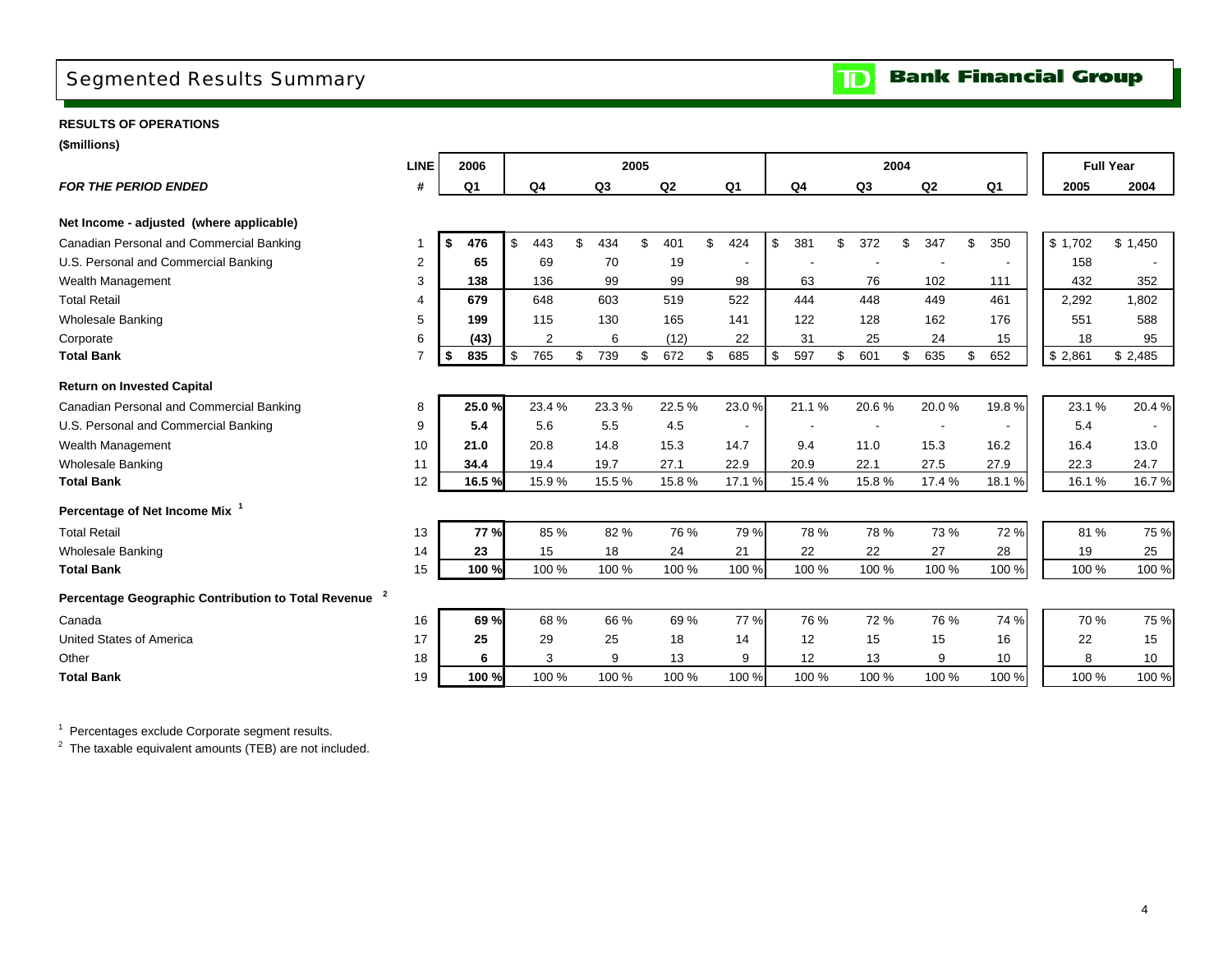## Segmented Results Summary

**TD Bank Financial Group**

**RESULTS OF OPERATIONS**

**($millions)**

| | LINE | 2006 | 2005 | | | | 2004 | | | | Full Year | |
|---|---|---|---|---|---|---|---|---|---|---|---|---|
| ***FOR THE PERIOD ENDED*** | **#** | **Q1** | **Q4** | **Q3** | **Q2** | **Q1** | **Q4** | **Q3** | **Q2** | **Q1** | **2005** | **2004** |
| **Net Income - adjusted (where applicable)** | | | | | | | | | | | | |
| Canadian Personal and Commercial Banking | 1 | **$ 476** | $ 443 | $ 434 | $ 401 | $ 424 | $ 381 | $ 372 | $ 347 | $ 350 | $ 1,702 | $ 1,450 |
| U.S. Personal and Commercial Banking | 2 | **65** | 69 | 70 | 19 | - | - | - | - | - | 158 | - |
| Wealth Management | 3 | **138** | 136 | 99 | 99 | 98 | 63 | 76 | 102 | 111 | 432 | 352 |
| Total Retail | 4 | **679** | 648 | 603 | 519 | 522 | 444 | 448 | 449 | 461 | 2,292 | 1,802 |
| Wholesale Banking | 5 | **199** | 115 | 130 | 165 | 141 | 122 | 128 | 162 | 176 | 551 | 588 |
| Corporate | 6 | **(43)** | 2 | 6 | (12) | 22 | 31 | 25 | 24 | 15 | 18 | 95 |
| **Total Bank** | 7 | **$ 835** | $ 765 | $ 739 | $ 672 | $ 685 | $ 597 | $ 601 | $ 635 | $ 652 | $ 2,861 | $ 2,485 |
| **Return on Invested Capital** | | | | | | | | | | | | |
| Canadian Personal and Commercial Banking | 8 | **25.0 %** | 23.4 % | 23.3 % | 22.5 % | 23.0 % | 21.1 % | 20.6 % | 20.0 % | 19.8 % | 23.1 % | 20.4 % |
| U.S. Personal and Commercial Banking | 9 | **5.4** | 5.6 | 5.5 | 4.5 | - | - | - | - | - | 5.4 | - |
| Wealth Management | 10 | **21.0** | 20.8 | 14.8 | 15.3 | 14.7 | 9.4 | 11.0 | 15.3 | 16.2 | 16.4 | 13.0 |
| Wholesale Banking | 11 | **34.4** | 19.4 | 19.7 | 27.1 | 22.9 | 20.9 | 22.1 | 27.5 | 27.9 | 22.3 | 24.7 |
| **Total Bank** | 12 | **16.5 %** | 15.9 % | 15.5 % | 15.8 % | 17.1 % | 15.4 % | 15.8 % | 17.4 % | 18.1 % | 16.1 % | 16.7 % |
| **Percentage of Net Income Mix** [1] | | | | | | | | | | | | |
| Total Retail | 13 | **77 %** | 85 % | 82 % | 76 % | 79 % | 78 % | 78 % | 73 % | 72 % | 81 % | 75 % |
| Wholesale Banking | 14 | **23** | 15 | 18 | 24 | 21 | 22 | 22 | 27 | 28 | 19 | 25 |
| **Total Bank** | 15 | **100 %** | 100 % | 100 % | 100 % | 100 % | 100 % | 100 % | 100 % | 100 % | 100 % | 100 % |
| **Percentage Geographic Contribution to Total Revenue** [2] | | | | | | | | | | | | |
| Canada | 16 | **69 %** | 68 % | 66 % | 69 % | 77 % | 76 % | 72 % | 76 % | 74 % | 70 % | 75 % |
| United States of America | 17 | **25** | 29 | 25 | 18 | 14 | 12 | 15 | 15 | 16 | 22 | 15 |
| Other | 18 | **6** | 3 | 9 | 13 | 9 | 12 | 13 | 9 | 10 | 8 | 10 |
| **Total Bank** | 19 | **100 %** | 100 % | 100 % | 100 % | 100 % | 100 % | 100 % | 100 % | 100 % | 100 % | 100 % |

[1] Percentages exclude Corporate segment results.

[2] The taxable equivalent amounts (TEB) are not included.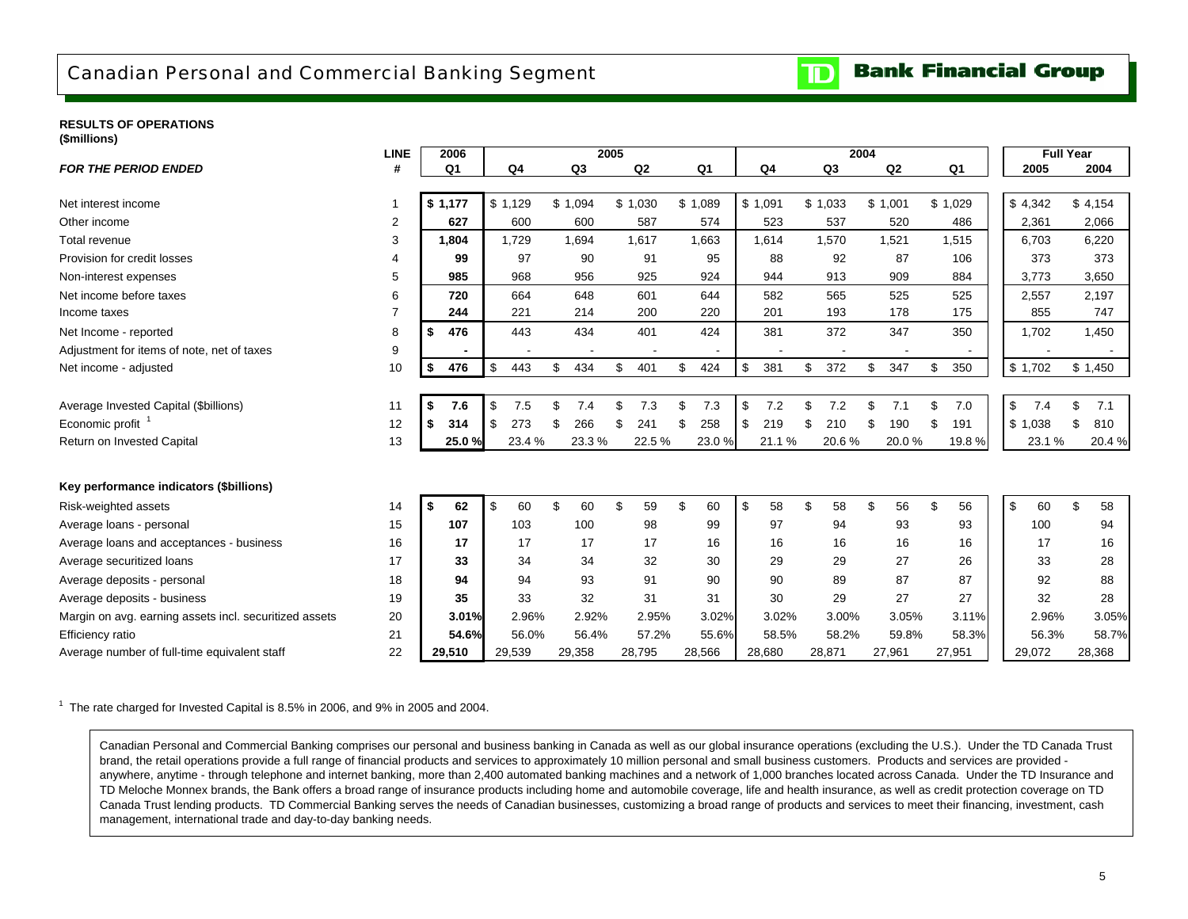# Canadian Personal and Commercial Banking Segment

**RESULTS OF OPERATIONS**
**($millions)**

| *FOR THE PERIOD ENDED* | LINE # | 2006 Q1 | 2005 Q4 | 2005 Q3 | 2005 Q2 | 2005 Q1 | 2004 Q4 | 2004 Q3 | 2004 Q2 | 2004 Q1 | Full Year 2005 | Full Year 2004 |
|---|---|---|---|---|---|---|---|---|---|---|---|---|
| Net interest income | 1 | **$ 1,177** | $ 1,129 | $ 1,094 | $ 1,030 | $ 1,089 | $ 1,091 | $ 1,033 | $ 1,001 | $ 1,029 | $ 4,342 | $ 4,154 |
| Other income | 2 | **627** | 600 | 600 | 587 | 574 | 523 | 537 | 520 | 486 | 2,361 | 2,066 |
| Total revenue | 3 | **1,804** | 1,729 | 1,694 | 1,617 | 1,663 | 1,614 | 1,570 | 1,521 | 1,515 | 6,703 | 6,220 |
| Provision for credit losses | 4 | **99** | 97 | 90 | 91 | 95 | 88 | 92 | 87 | 106 | 373 | 373 |
| Non-interest expenses | 5 | **985** | 968 | 956 | 925 | 924 | 944 | 913 | 909 | 884 | 3,773 | 3,650 |
| Net income before taxes | 6 | **720** | 664 | 648 | 601 | 644 | 582 | 565 | 525 | 525 | 2,557 | 2,197 |
| Income taxes | 7 | **244** | 221 | 214 | 200 | 220 | 201 | 193 | 178 | 175 | 855 | 747 |
| Net Income - reported | 8 | **$ 476** | 443 | 434 | 401 | 424 | 381 | 372 | 347 | 350 | 1,702 | 1,450 |
| Adjustment for items of note, net of taxes | 9 | **-** | - | - | - | - | - | - | - | - | - | - |
| Net income - adjusted | 10 | **$ 476** | $ 443 | $ 434 | $ 401 | $ 424 | $ 381 | $ 372 | $ 347 | $ 350 | $ 1,702 | $ 1,450 |
| Average Invested Capital ($billions) | 11 | **$ 7.6** | $ 7.5 | $ 7.4 | $ 7.3 | $ 7.3 | $ 7.2 | $ 7.2 | $ 7.1 | $ 7.0 | $ 7.4 | $ 7.1 |
| Economic profit [1] | 12 | **$ 314** | $ 273 | $ 266 | $ 241 | $ 258 | $ 219 | $ 210 | $ 190 | $ 191 | $ 1,038 | $ 810 |
| Return on Invested Capital | 13 | **25.0 %** | 23.4 % | 23.3 % | 22.5 % | 23.0 % | 21.1 % | 20.6 % | 20.0 % | 19.8 % | 23.1 % | 20.4 % |

**Key performance indicators ($billions)**

| | LINE # | 2006 Q1 | 2005 Q4 | 2005 Q3 | 2005 Q2 | 2005 Q1 | 2004 Q4 | 2004 Q3 | 2004 Q2 | 2004 Q1 | Full Year 2005 | Full Year 2004 |
|---|---|---|---|---|---|---|---|---|---|---|---|---|
| Risk-weighted assets | 14 | **$ 62** | $ 60 | $ 60 | $ 59 | $ 60 | $ 58 | $ 58 | $ 56 | $ 56 | $ 60 | $ 58 |
| Average loans - personal | 15 | **107** | 103 | 100 | 98 | 99 | 97 | 94 | 93 | 93 | 100 | 94 |
| Average loans and acceptances - business | 16 | **17** | 17 | 17 | 17 | 16 | 16 | 16 | 16 | 16 | 17 | 16 |
| Average securitized loans | 17 | **33** | 34 | 34 | 32 | 30 | 29 | 29 | 27 | 26 | 33 | 28 |
| Average deposits - personal | 18 | **94** | 94 | 93 | 91 | 90 | 90 | 89 | 87 | 87 | 92 | 88 |
| Average deposits - business | 19 | **35** | 33 | 32 | 31 | 31 | 30 | 29 | 27 | 27 | 32 | 28 |
| Margin on avg. earning assets incl. securitized assets | 20 | **3.01%** | 2.96% | 2.92% | 2.95% | 3.02% | 3.02% | 3.00% | 3.05% | 3.11% | 2.96% | 3.05% |
| Efficiency ratio | 21 | **54.6%** | 56.0% | 56.4% | 57.2% | 55.6% | 58.5% | 58.2% | 59.8% | 58.3% | 56.3% | 58.7% |
| Average number of full-time equivalent staff | 22 | **29,510** | 29,539 | 29,358 | 28,795 | 28,566 | 28,680 | 28,871 | 27,961 | 27,951 | 29,072 | 28,368 |

[1] The rate charged for Invested Capital is 8.5% in 2006, and 9% in 2005 and 2004.

Canadian Personal and Commercial Banking comprises our personal and business banking in Canada as well as our global insurance operations (excluding the U.S.). Under the TD Canada Trust brand, the retail operations provide a full range of financial products and services to approximately 10 million personal and small business customers. Products and services are provided - anywhere, anytime - through telephone and internet banking, more than 2,400 automated banking machines and a network of 1,000 branches located across Canada. Under the TD Insurance and TD Meloche Monnex brands, the Bank offers a broad range of insurance products including home and automobile coverage, life and health insurance, as well as credit protection coverage on TD Canada Trust lending products. TD Commercial Banking serves the needs of Canadian businesses, customizing a broad range of products and services to meet their financing, investment, cash management, international trade and day-to-day banking needs.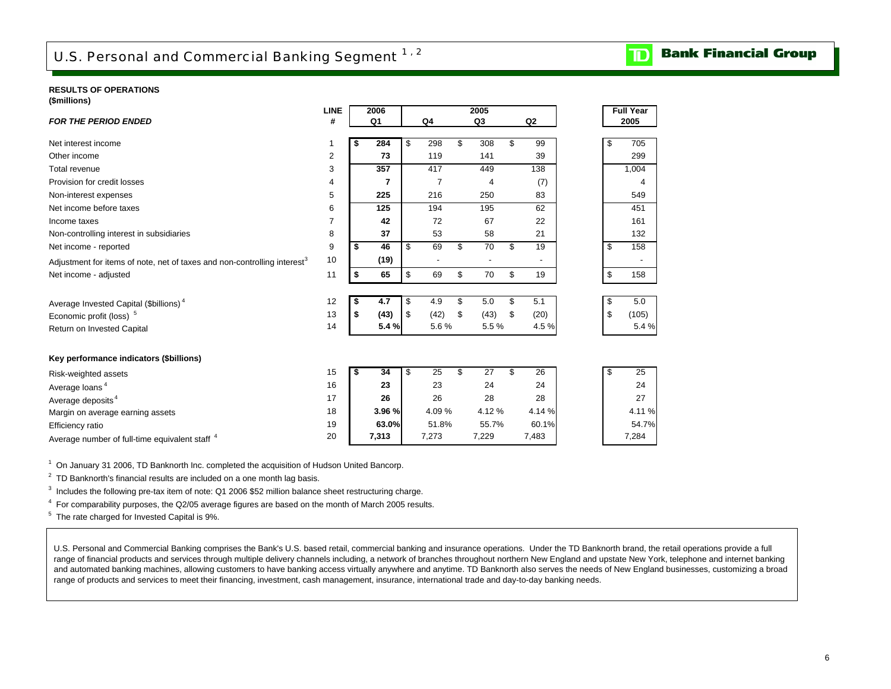# U.S. Personal and Commercial Banking Segment [1,2]

**TD Bank Financial Group**

**RESULTS OF OPERATIONS**
**($millions)**

| ***FOR THE PERIOD ENDED*** | **LINE #** | **2006 Q1** | **2005 Q4** | **2005 Q3** | **2005 Q2** | **Full Year 2005** |
|---|---|---|---|---|---|---|
| Net interest income | 1 | **$ 284** | $ 298 | $ 308 | $ 99 | $ 705 |
| Other income | 2 | **73** | 119 | 141 | 39 | 299 |
| Total revenue | 3 | **357** | 417 | 449 | 138 | 1,004 |
| Provision for credit losses | 4 | **7** | 7 | 4 | (7) | 4 |
| Non-interest expenses | 5 | **225** | 216 | 250 | 83 | 549 |
| Net income before taxes | 6 | **125** | 194 | 195 | 62 | 451 |
| Income taxes | 7 | **42** | 72 | 67 | 22 | 161 |
| Non-controlling interest in subsidiaries | 8 | **37** | 53 | 58 | 21 | 132 |
| Net income - reported | 9 | **$ 46** | $ 69 | $ 70 | $ 19 | $ 158 |
| Adjustment for items of note, net of taxes and non-controlling interest[3] | 10 | **(19)** | - | - | - | - |
| Net income - adjusted | 11 | **$ 65** | $ 69 | $ 70 | $ 19 | $ 158 |
| | | | | | | |
| Average Invested Capital ($billions)[4] | 12 | **$ 4.7** | $ 4.9 | $ 5.0 | $ 5.1 | $ 5.0 |
| Economic profit (loss)[5] | 13 | **$ (43)** | $ (42) | $ (43) | $ (20) | $ (105) |
| Return on Invested Capital | 14 | **5.4 %** | 5.6 % | 5.5 % | 4.5 % | 5.4 % |
| | | | | | | |
| **Key performance indicators ($billions)** | | | | | | |
| Risk-weighted assets | 15 | **$ 34** | $ 25 | $ 27 | $ 26 | $ 25 |
| Average loans[4] | 16 | **23** | 23 | 24 | 24 | 24 |
| Average deposits[4] | 17 | **26** | 26 | 28 | 28 | 27 |
| Margin on average earning assets | 18 | **3.96 %** | 4.09 % | 4.12 % | 4.14 % | 4.11 % |
| Efficiency ratio | 19 | **63.0%** | 51.8% | 55.7% | 60.1% | 54.7% |
| Average number of full-time equivalent staff[4] | 20 | **7,313** | 7,273 | 7,229 | 7,483 | 7,284 |

[1] On January 31 2006, TD Banknorth Inc. completed the acquisition of Hudson United Bancorp.

[2] TD Banknorth's financial results are included on a one month lag basis.

[3] Includes the following pre-tax item of note: Q1 2006 $52 million balance sheet restructuring charge.

[4] For comparability purposes, the Q2/05 average figures are based on the month of March 2005 results.

[5] The rate charged for Invested Capital is 9%.

U.S. Personal and Commercial Banking comprises the Bank's U.S. based retail, commercial banking and insurance operations. Under the TD Banknorth brand, the retail operations provide a full range of financial products and services through multiple delivery channels including, a network of branches throughout northern New England and upstate New York, telephone and internet banking and automated banking machines, allowing customers to have banking access virtually anywhere and anytime. TD Banknorth also serves the needs of New England businesses, customizing a broad range of products and services to meet their financing, investment, cash management, insurance, international trade and day-to-day banking needs.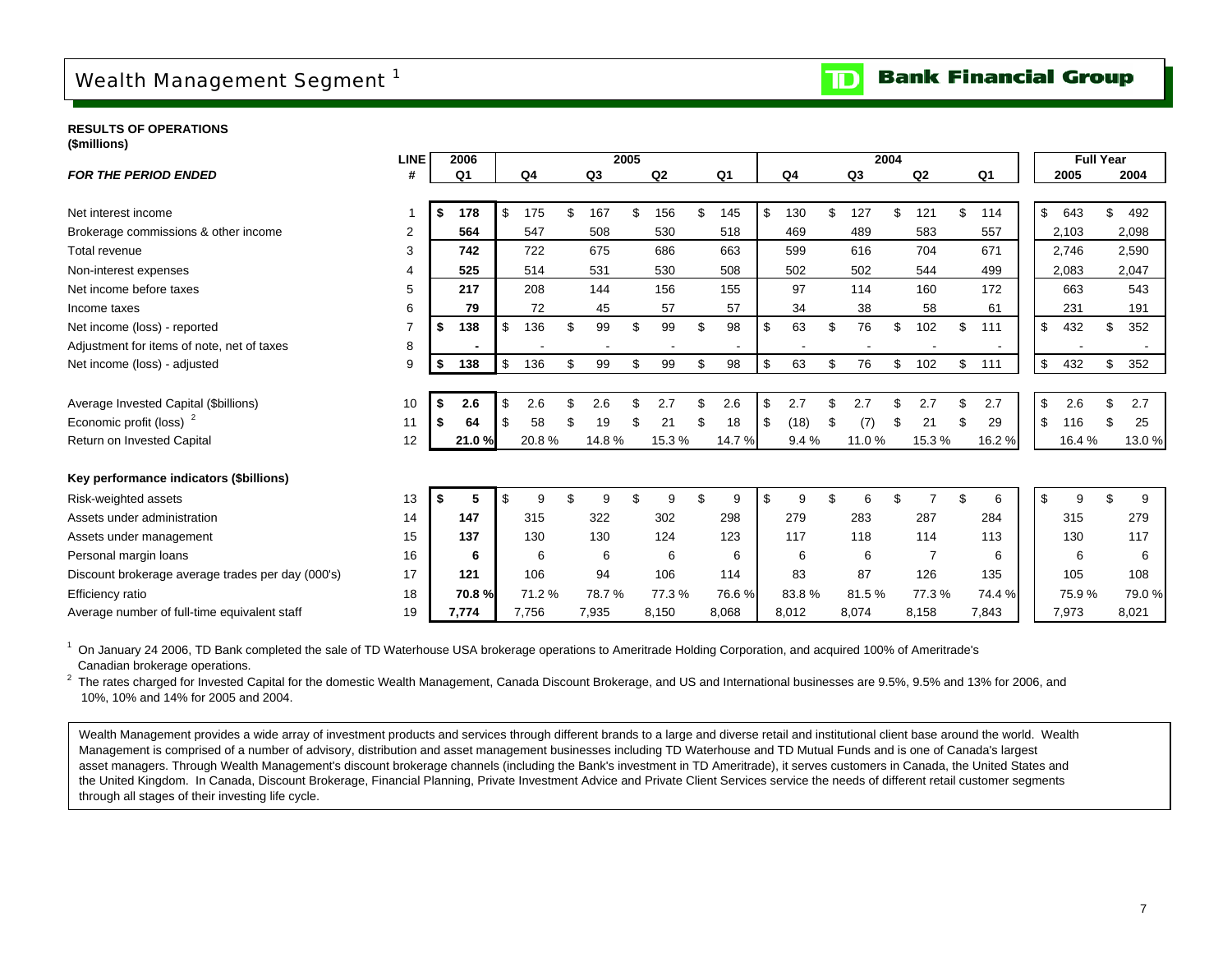# Wealth Management Segment [1]

**RESULTS OF OPERATIONS**
**($millions)**

| *FOR THE PERIOD ENDED* | LINE # | 2006 Q1 | 2005 Q4 | 2005 Q3 | 2005 Q2 | 2005 Q1 | 2004 Q4 | 2004 Q3 | 2004 Q2 | 2004 Q1 | Full Year 2005 | Full Year 2004 |
|---|---|---|---|---|---|---|---|---|---|---|---|---|
| Net interest income | 1 | **$ 178** | $ 175 | $ 167 | $ 156 | $ 145 | $ 130 | $ 127 | $ 121 | $ 114 | $ 643 | $ 492 |
| Brokerage commissions & other income | 2 | **564** | 547 | 508 | 530 | 518 | 469 | 489 | 583 | 557 | 2,103 | 2,098 |
| Total revenue | 3 | **742** | 722 | 675 | 686 | 663 | 599 | 616 | 704 | 671 | 2,746 | 2,590 |
| Non-interest expenses | 4 | **525** | 514 | 531 | 530 | 508 | 502 | 502 | 544 | 499 | 2,083 | 2,047 |
| Net income before taxes | 5 | **217** | 208 | 144 | 156 | 155 | 97 | 114 | 160 | 172 | 663 | 543 |
| Income taxes | 6 | **79** | 72 | 45 | 57 | 57 | 34 | 38 | 58 | 61 | 231 | 191 |
| Net income (loss) - reported | 7 | **$ 138** | $ 136 | $ 99 | $ 99 | $ 98 | $ 63 | $ 76 | $ 102 | $ 111 | $ 432 | $ 352 |
| Adjustment for items of note, net of taxes | 8 | **-** | - | - | - | - | - | - | - | - | - | - |
| Net income (loss) - adjusted | 9 | **$ 138** | $ 136 | $ 99 | $ 99 | $ 98 | $ 63 | $ 76 | $ 102 | $ 111 | $ 432 | $ 352 |
| Average Invested Capital ($billions) | 10 | **$ 2.6** | $ 2.6 | $ 2.6 | $ 2.7 | $ 2.6 | $ 2.7 | $ 2.7 | $ 2.7 | $ 2.7 | $ 2.6 | $ 2.7 |
| Economic profit (loss) [2] | 11 | **$ 64** | $ 58 | $ 19 | $ 21 | $ 18 | $ (18) | $ (7) | $ 21 | $ 29 | $ 116 | $ 25 |
| Return on Invested Capital | 12 | **21.0 %** | 20.8 % | 14.8 % | 15.3 % | 14.7 % | 9.4 % | 11.0 % | 15.3 % | 16.2 % | 16.4 % | 13.0 % |
| **Key performance indicators ($billions)** | | | | | | | | | | | | |
| Risk-weighted assets | 13 | **$ 5** | $ 9 | $ 9 | $ 9 | $ 9 | $ 9 | $ 6 | $ 7 | $ 6 | $ 9 | $ 9 |
| Assets under administration | 14 | **147** | 315 | 322 | 302 | 298 | 279 | 283 | 287 | 284 | 315 | 279 |
| Assets under management | 15 | **137** | 130 | 130 | 124 | 123 | 117 | 118 | 114 | 113 | 130 | 117 |
| Personal margin loans | 16 | **6** | 6 | 6 | 6 | 6 | 6 | 6 | 7 | 6 | 6 | 6 |
| Discount brokerage average trades per day (000's) | 17 | **121** | 106 | 94 | 106 | 114 | 83 | 87 | 126 | 135 | 105 | 108 |
| Efficiency ratio | 18 | **70.8 %** | 71.2 % | 78.7 % | 77.3 % | 76.6 % | 83.8 % | 81.5 % | 77.3 % | 74.4 % | 75.9 % | 79.0 % |
| Average number of full-time equivalent staff | 19 | **7,774** | 7,756 | 7,935 | 8,150 | 8,068 | 8,012 | 8,074 | 8,158 | 7,843 | 7,973 | 8,021 |

[1] On January 24 2006, TD Bank completed the sale of TD Waterhouse USA brokerage operations to Ameritrade Holding Corporation, and acquired 100% of Ameritrade's Canadian brokerage operations.

[2] The rates charged for Invested Capital for the domestic Wealth Management, Canada Discount Brokerage, and US and International businesses are 9.5%, 9.5% and 13% for 2006, and 10%, 10% and 14% for 2005 and 2004.

Wealth Management provides a wide array of investment products and services through different brands to a large and diverse retail and institutional client base around the world. Wealth Management is comprised of a number of advisory, distribution and asset management businesses including TD Waterhouse and TD Mutual Funds and is one of Canada's largest asset managers. Through Wealth Management's discount brokerage channels (including the Bank's investment in TD Ameritrade), it serves customers in Canada, the United States and the United Kingdom. In Canada, Discount Brokerage, Financial Planning, Private Investment Advice and Private Client Services service the needs of different retail customer segments through all stages of their investing life cycle.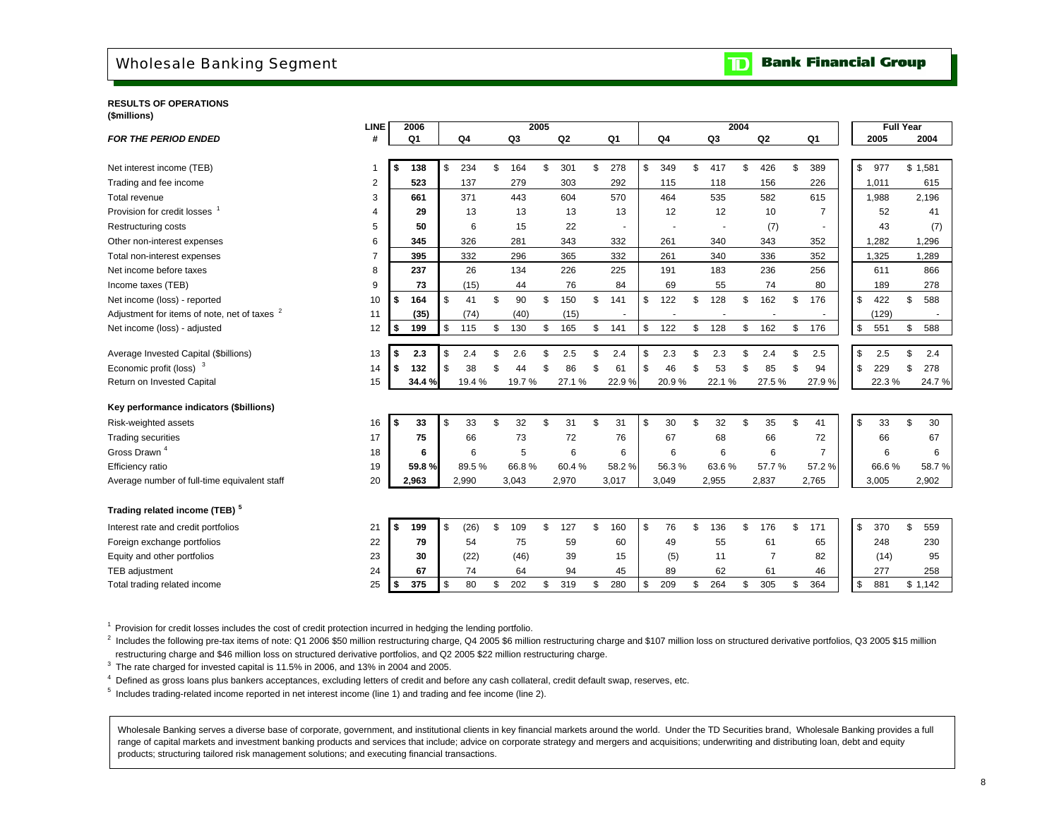# Wholesale Banking Segment

**TD Bank Financial Group**

**RESULTS OF OPERATIONS**
**($millions)**

| *FOR THE PERIOD ENDED* | LINE # | 2006 Q1 | 2005 Q4 | 2005 Q3 | 2005 Q2 | 2005 Q1 | 2004 Q4 | 2004 Q3 | 2004 Q2 | 2004 Q1 | Full Year 2005 | Full Year 2004 |
|---|---|---|---|---|---|---|---|---|---|---|---|---|
| Net interest income (TEB) | 1 | **$ 138** | $ 234 | $ 164 | $ 301 | $ 278 | $ 349 | $ 417 | $ 426 | $ 389 | $ 977 | $ 1,581 |
| Trading and fee income | 2 | **523** | 137 | 279 | 303 | 292 | 115 | 118 | 156 | 226 | 1,011 | 615 |
| Total revenue | 3 | **661** | 371 | 443 | 604 | 570 | 464 | 535 | 582 | 615 | 1,988 | 2,196 |
| Provision for credit losses [1] | 4 | **29** | 13 | 13 | 13 | 13 | 12 | 12 | 10 | 7 | 52 | 41 |
| Restructuring costs | 5 | **50** | 6 | 15 | 22 | - | - | - | (7) | - | 43 | (7) |
| Other non-interest expenses | 6 | **345** | 326 | 281 | 343 | 332 | 261 | 340 | 343 | 352 | 1,282 | 1,296 |
| Total non-interest expenses | 7 | **395** | 332 | 296 | 365 | 332 | 261 | 340 | 336 | 352 | 1,325 | 1,289 |
| Net income before taxes | 8 | **237** | 26 | 134 | 226 | 225 | 191 | 183 | 236 | 256 | 611 | 866 |
| Income taxes (TEB) | 9 | **73** | (15) | 44 | 76 | 84 | 69 | 55 | 74 | 80 | 189 | 278 |
| Net income (loss) - reported | 10 | **$ 164** | $ 41 | $ 90 | $ 150 | $ 141 | $ 122 | $ 128 | $ 162 | $ 176 | $ 422 | $ 588 |
| Adjustment for items of note, net of taxes [2] | 11 | **(35)** | (74) | (40) | (15) | - | - | - | - | - | (129) | - |
| Net income (loss) - adjusted | 12 | **$ 199** | $ 115 | $ 130 | $ 165 | $ 141 | $ 122 | $ 128 | $ 162 | $ 176 | $ 551 | $ 588 |
| Average Invested Capital ($billions) | 13 | **$ 2.3** | $ 2.4 | $ 2.6 | $ 2.5 | $ 2.4 | $ 2.3 | $ 2.3 | $ 2.4 | $ 2.5 | $ 2.5 | $ 2.4 |
| Economic profit (loss) [3] | 14 | **$ 132** | $ 38 | $ 44 | $ 86 | $ 61 | $ 46 | $ 53 | $ 85 | $ 94 | $ 229 | $ 278 |
| Return on Invested Capital | 15 | **34.4 %** | 19.4 % | 19.7 % | 27.1 % | 22.9 % | 20.9 % | 22.1 % | 27.5 % | 27.9 % | 22.3 % | 24.7 % |
| **Key performance indicators ($billions)** | | | | | | | | | | | | |
| Risk-weighted assets | 16 | **$ 33** | $ 33 | $ 32 | $ 31 | $ 31 | $ 30 | $ 32 | $ 35 | $ 41 | $ 33 | $ 30 |
| Trading securities | 17 | **75** | 66 | 73 | 72 | 76 | 67 | 68 | 66 | 72 | 66 | 67 |
| Gross Drawn [4] | 18 | **6** | 6 | 5 | 6 | 6 | 6 | 6 | 6 | 7 | 6 | 6 |
| Efficiency ratio | 19 | **59.8 %** | 89.5 % | 66.8 % | 60.4 % | 58.2 % | 56.3 % | 63.6 % | 57.7 % | 57.2 % | 66.6 % | 58.7 % |
| Average number of full-time equivalent staff | 20 | **2,963** | 2,990 | 3,043 | 2,970 | 3,017 | 3,049 | 2,955 | 2,837 | 2,765 | 3,005 | 2,902 |
| **Trading related income (TEB) [5]** | | | | | | | | | | | | |
| Interest rate and credit portfolios | 21 | **$ 199** | $ (26) | $ 109 | $ 127 | $ 160 | $ 76 | $ 136 | $ 176 | $ 171 | $ 370 | $ 559 |
| Foreign exchange portfolios | 22 | **79** | 54 | 75 | 59 | 60 | 49 | 55 | 61 | 65 | 248 | 230 |
| Equity and other portfolios | 23 | **30** | (22) | (46) | 39 | 15 | (5) | 11 | 7 | 82 | (14) | 95 |
| TEB adjustment | 24 | **67** | 74 | 64 | 94 | 45 | 89 | 62 | 61 | 46 | 277 | 258 |
| Total trading related income | 25 | **$ 375** | $ 80 | $ 202 | $ 319 | $ 280 | $ 209 | $ 264 | $ 305 | $ 364 | $ 881 | $ 1,142 |

[1] Provision for credit losses includes the cost of credit protection incurred in hedging the lending portfolio.

[2] Includes the following pre-tax items of note: Q1 2006 $50 million restructuring charge, Q4 2005 $6 million restructuring charge and $107 million loss on structured derivative portfolios, Q3 2005 $15 million restructuring charge and $46 million loss on structured derivative portfolios, and Q2 2005 $22 million restructuring charge.

[3] The rate charged for invested capital is 11.5% in 2006, and 13% in 2004 and 2005.

[4] Defined as gross loans plus bankers acceptances, excluding letters of credit and before any cash collateral, credit default swap, reserves, etc.

[5] Includes trading-related income reported in net interest income (line 1) and trading and fee income (line 2).

Wholesale Banking serves a diverse base of corporate, government, and institutional clients in key financial markets around the world. Under the TD Securities brand, Wholesale Banking provides a full range of capital markets and investment banking products and services that include; advice on corporate strategy and mergers and acquisitions; underwriting and distributing loan, debt and equity products; structuring tailored risk management solutions; and executing financial transactions.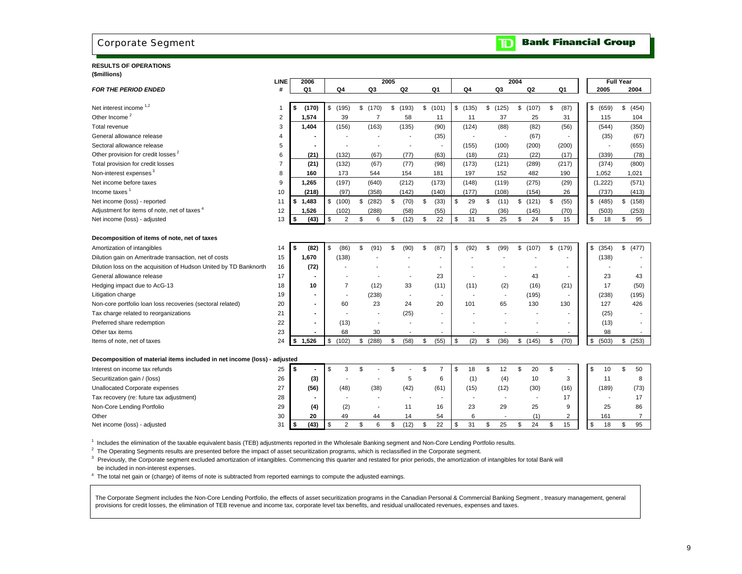# Corporate Segment

**TD Bank Financial Group**

**RESULTS OF OPERATIONS**
**($millions)**

| FOR THE PERIOD ENDED | LINE # | 2006 Q1 | 2005 Q4 | 2005 Q3 | 2005 Q2 | 2005 Q1 | 2004 Q4 | 2004 Q3 | 2004 Q2 | 2004 Q1 | Full Year 2005 | Full Year 2004 |
|---|---|---|---|---|---|---|---|---|---|---|---|---|
| Net interest income [1,2] | 1 | **$ (170)** | $ (195) | $ (170) | $ (193) | $ (101) | $ (135) | $ (125) | $ (107) | $ (87) | $ (659) | $ (454) |
| Other Income [2] | 2 | **1,574** | 39 | 7 | 58 | 11 | 11 | 37 | 25 | 31 | 115 | 104 |
| Total revenue | 3 | **1,404** | (156) | (163) | (135) | (90) | (124) | (88) | (82) | (56) | (544) | (350) |
| General allowance release | 4 | **-** | - | - | - | (35) | - | - | (67) | - | (35) | (67) |
| Sectoral allowance release | 5 | **-** | - | - | - | - | (155) | (100) | (200) | (200) | - | (655) |
| Other provision for credit losses [2] | 6 | **(21)** | (132) | (67) | (77) | (63) | (18) | (21) | (22) | (17) | (339) | (78) |
| Total provision for credit losses | 7 | **(21)** | (132) | (67) | (77) | (98) | (173) | (121) | (289) | (217) | (374) | (800) |
| Non-interest expenses [3] | 8 | **160** | 173 | 544 | 154 | 181 | 197 | 152 | 482 | 190 | 1,052 | 1,021 |
| Net income before taxes | 9 | **1,265** | (197) | (640) | (212) | (173) | (148) | (119) | (275) | (29) | (1,222) | (571) |
| Income taxes [1] | 10 | **(218)** | (97) | (358) | (142) | (140) | (177) | (108) | (154) | 26 | (737) | (413) |
| Net income (loss) - reported | 11 | **$ 1,483** | $ (100) | $ (282) | $ (70) | $ (33) | $ 29 | $ (11) | $ (121) | $ (55) | $ (485) | $ (158) |
| Adjustment for items of note, net of taxes [4] | 12 | **1,526** | (102) | (288) | (58) | (55) | (2) | (36) | (145) | (70) | (503) | (253) |
| Net income (loss) - adjusted | 13 | **$ (43)** | $ 2 | $ 6 | $ (12) | $ 22 | $ 31 | $ 25 | $ 24 | $ 15 | $ 18 | $ 95 |
| **Decomposition of items of note, net of taxes** | | | | | | | | | | | | |
| Amortization of intangibles | 14 | **$ (82)** | $ (86) | $ (91) | $ (90) | $ (87) | $ (92) | $ (99) | $ (107) | $ (179) | $ (354) | $ (477) |
| Dilution gain on Ameritrade transaction, net of costs | 15 | **1,670** | (138) | - | - | - | - | - | - | - | (138) | - |
| Dilution loss on the acquisition of Hudson United by TD Banknorth | 16 | **(72)** | - | - | - | - | - | - | - | - | - | - |
| General allowance release | 17 | **-** | - | - | - | 23 | - | - | 43 | - | 23 | 43 |
| Hedging impact due to AcG-13 | 18 | **10** | 7 | (12) | 33 | (11) | (11) | (2) | (16) | (21) | 17 | (50) |
| Litigation charge | 19 | **-** | - | (238) | - | - | - | - | (195) | - | (238) | (195) |
| Non-core portfolio loan loss recoveries (sectoral related) | 20 | **-** | 60 | 23 | 24 | 20 | 101 | 65 | 130 | 130 | 127 | 426 |
| Tax charge related to reorganizations | 21 | **-** | - | - | (25) | - | - | - | - | - | (25) | - |
| Preferred share redemption | 22 | **-** | (13) | - | - | - | - | - | - | - | (13) | - |
| Other tax items | 23 | **-** | 68 | 30 | - | - | - | - | - | - | 98 | - |
| Items of note, net of taxes | 24 | **$ 1,526** | $ (102) | $ (288) | $ (58) | $ (55) | $ (2) | $ (36) | $ (145) | $ (70) | $ (503) | $ (253) |
| **Decomposition of material items included in net income (loss) - adjusted** | | | | | | | | | | | | |
| Interest on income tax refunds | 25 | **$ -** | $ 3 | $ - | $ - | $ 7 | $ 18 | $ 12 | $ 20 | $ - | $ 10 | $ 50 |
| Securitization gain / (loss) | 26 | **(3)** | - | - | 5 | 6 | (1) | (4) | 10 | 3 | 11 | 8 |
| Unallocated Corporate expenses | 27 | **(56)** | (48) | (38) | (42) | (61) | (15) | (12) | (30) | (16) | (189) | (73) |
| Tax recovery (re: future tax adjustment) | 28 | **-** | - | - | - | - | - | - | - | 17 | - | 17 |
| Non-Core Lending Portfolio | 29 | **(4)** | (2) | - | 11 | 16 | 23 | 29 | 25 | 9 | 25 | 86 |
| Other | 30 | **20** | 49 | 44 | 14 | 54 | 6 | - | (1) | 2 | 161 | 7 |
| Net income (loss) - adjusted | 31 | **$ (43)** | $ 2 | $ 6 | $ (12) | $ 22 | $ 31 | $ 25 | $ 24 | $ 15 | $ 18 | $ 95 |

[1] Includes the elimination of the taxable equivalent basis (TEB) adjustments reported in the Wholesale Banking segment and Non-Core Lending Portfolio results.

[2] The Operating Segments results are presented before the impact of asset securitization programs, which is reclassified in the Corporate segment.

[3] Previously, the Corporate segment excluded amortization of intangibles. Commencing this quarter and restated for prior periods, the amortization of intangibles for total Bank will be included in non-interest expenses.

[4] The total net gain or (charge) of items of note is subtracted from reported earnings to compute the adjusted earnings.

The Corporate Segment includes the Non-Core Lending Portfolio, the effects of asset securitization programs in the Canadian Personal & Commercial Banking Segment , treasury management, general provisions for credit losses, the elimination of TEB revenue and income tax, corporate level tax benefits, and residual unallocated revenues, expenses and taxes.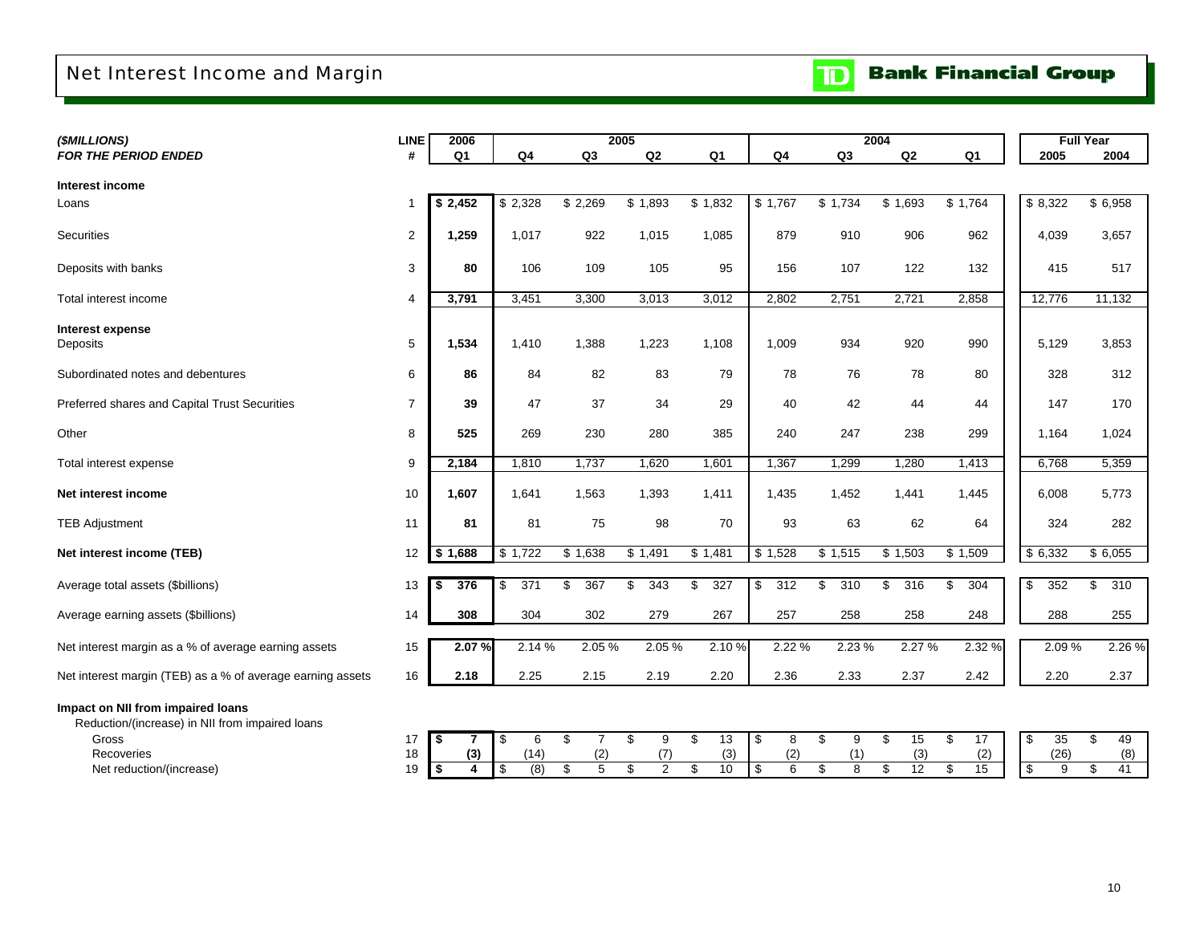# Net Interest Income and Margin

| ($MILLIONS) FOR THE PERIOD ENDED | LINE # | 2006 Q1 | 2005 Q4 | 2005 Q3 | 2005 Q2 | 2005 Q1 | 2004 Q4 | 2004 Q3 | 2004 Q2 | 2004 Q1 | Full Year 2005 | Full Year 2004 |
|---|---|---|---|---|---|---|---|---|---|---|---|---|
| **Interest income** | | | | | | | | | | | | |
| Loans | 1 | **$ 2,452** | $ 2,328 | $ 2,269 | $ 1,893 | $ 1,832 | $ 1,767 | $ 1,734 | $ 1,693 | $ 1,764 | $ 8,322 | $ 6,958 |
| Securities | 2 | **1,259** | 1,017 | 922 | 1,015 | 1,085 | 879 | 910 | 906 | 962 | 4,039 | 3,657 |
| Deposits with banks | 3 | **80** | 106 | 109 | 105 | 95 | 156 | 107 | 122 | 132 | 415 | 517 |
| Total interest income | 4 | **3,791** | 3,451 | 3,300 | 3,013 | 3,012 | 2,802 | 2,751 | 2,721 | 2,858 | 12,776 | 11,132 |
| **Interest expense** | | | | | | | | | | | | |
| Deposits | 5 | **1,534** | 1,410 | 1,388 | 1,223 | 1,108 | 1,009 | 934 | 920 | 990 | 5,129 | 3,853 |
| Subordinated notes and debentures | 6 | **86** | 84 | 82 | 83 | 79 | 78 | 76 | 78 | 80 | 328 | 312 |
| Preferred shares and Capital Trust Securities | 7 | **39** | 47 | 37 | 34 | 29 | 40 | 42 | 44 | 44 | 147 | 170 |
| Other | 8 | **525** | 269 | 230 | 280 | 385 | 240 | 247 | 238 | 299 | 1,164 | 1,024 |
| Total interest expense | 9 | **2,184** | 1,810 | 1,737 | 1,620 | 1,601 | 1,367 | 1,299 | 1,280 | 1,413 | 6,768 | 5,359 |
| **Net interest income** | 10 | **1,607** | 1,641 | 1,563 | 1,393 | 1,411 | 1,435 | 1,452 | 1,441 | 1,445 | 6,008 | 5,773 |
| TEB Adjustment | 11 | **81** | 81 | 75 | 98 | 70 | 93 | 63 | 62 | 64 | 324 | 282 |
| **Net interest income (TEB)** | 12 | **$ 1,688** | $ 1,722 | $ 1,638 | $ 1,491 | $ 1,481 | $ 1,528 | $ 1,515 | $ 1,503 | $ 1,509 | $ 6,332 | $ 6,055 |
| Average total assets ($billions) | 13 | **$ 376** | $ 371 | $ 367 | $ 343 | $ 327 | $ 312 | $ 310 | $ 316 | $ 304 | $ 352 | $ 310 |
| Average earning assets ($billions) | 14 | **308** | 304 | 302 | 279 | 267 | 257 | 258 | 258 | 248 | 288 | 255 |
| Net interest margin as a % of average earning assets | 15 | **2.07 %** | 2.14 % | 2.05 % | 2.05 % | 2.10 % | 2.22 % | 2.23 % | 2.27 % | 2.32 % | 2.09 % | 2.26 % |
| Net interest margin (TEB) as a % of average earning assets | 16 | **2.18** | 2.25 | 2.15 | 2.19 | 2.20 | 2.36 | 2.33 | 2.37 | 2.42 | 2.20 | 2.37 |
| **Impact on NII from impaired loans** | | | | | | | | | | | | |
| Reduction/(increase) in NII from impaired loans | | | | | | | | | | | | |
| Gross | 17 | **$ 7** | $ 6 | $ 7 | $ 9 | $ 13 | $ 8 | $ 9 | $ 15 | $ 17 | $ 35 | $ 49 |
| Recoveries | 18 | **(3)** | (14) | (2) | (7) | (3) | (2) | (1) | (3) | (2) | (26) | (8) |
| Net reduction/(increase) | 19 | **$ 4** | $ (8) | $ 5 | $ 2 | $ 10 | $ 6 | $ 8 | $ 12 | $ 15 | $ 9 | $ 41 |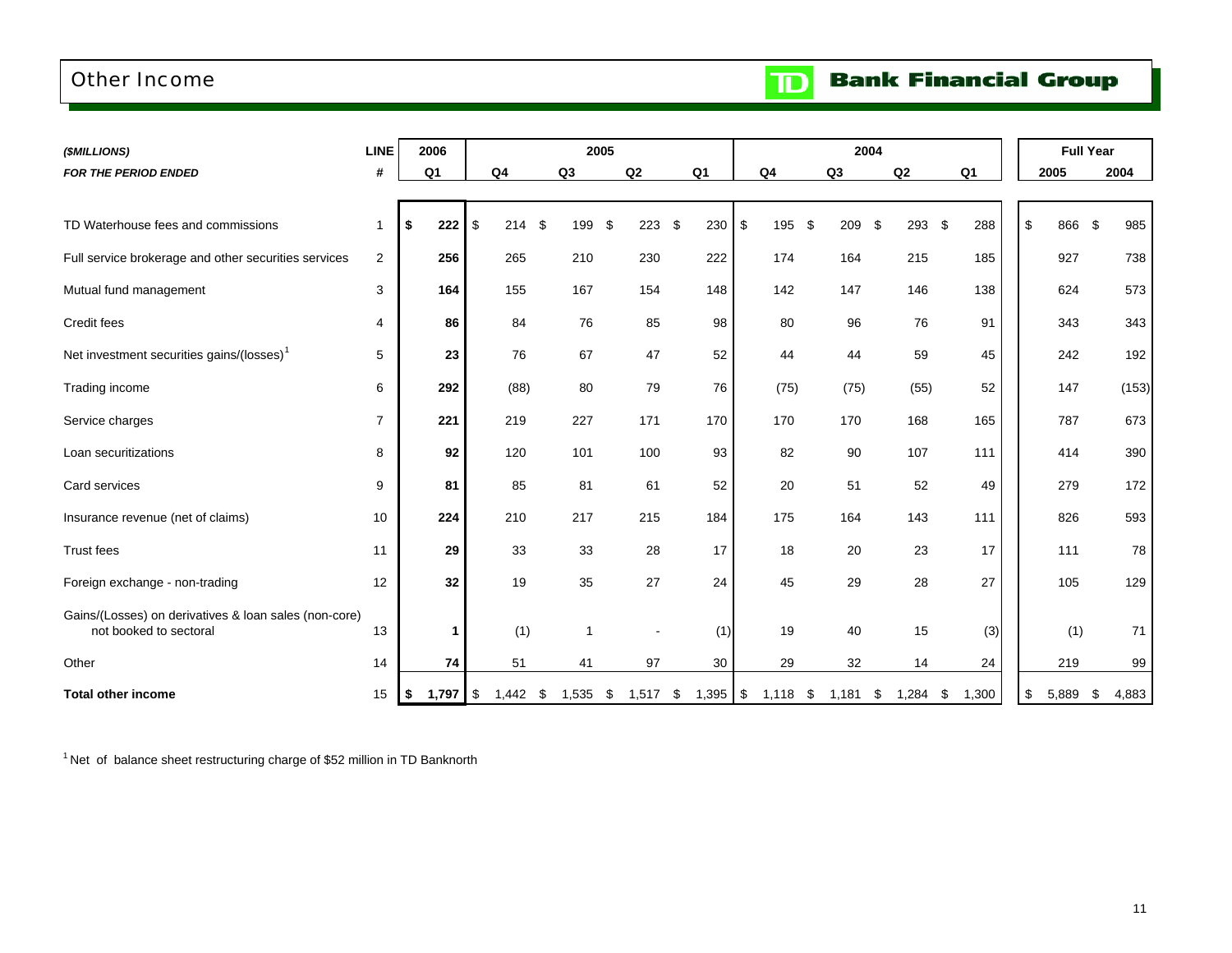# Other Income

**TD Bank Financial Group**

| *($MILLIONS)* | **LINE** | **2006** | **2005** | | | | **2004** | | | | **Full Year** | |
|---|---|---|---|---|---|---|---|---|---|---|---|---|
| ***FOR THE PERIOD ENDED*** | **#** | **Q1** | **Q4** | **Q3** | **Q2** | **Q1** | **Q4** | **Q3** | **Q2** | **Q1** | **2005** | **2004** |
| TD Waterhouse fees and commissions | 1 | **$ 222** | $ 214 | $ 199 | $ 223 | $ 230 | $ 195 | $ 209 | $ 293 | $ 288 | $ 866 | $ 985 |
| Full service brokerage and other securities services | 2 | **256** | 265 | 210 | 230 | 222 | 174 | 164 | 215 | 185 | 927 | 738 |
| Mutual fund management | 3 | **164** | 155 | 167 | 154 | 148 | 142 | 147 | 146 | 138 | 624 | 573 |
| Credit fees | 4 | **86** | 84 | 76 | 85 | 98 | 80 | 96 | 76 | 91 | 343 | 343 |
| Net investment securities gains/(losses)[1] | 5 | **23** | 76 | 67 | 47 | 52 | 44 | 44 | 59 | 45 | 242 | 192 |
| Trading income | 6 | **292** | (88) | 80 | 79 | 76 | (75) | (75) | (55) | 52 | 147 | (153) |
| Service charges | 7 | **221** | 219 | 227 | 171 | 170 | 170 | 170 | 168 | 165 | 787 | 673 |
| Loan securitizations | 8 | **92** | 120 | 101 | 100 | 93 | 82 | 90 | 107 | 111 | 414 | 390 |
| Card services | 9 | **81** | 85 | 81 | 61 | 52 | 20 | 51 | 52 | 49 | 279 | 172 |
| Insurance revenue (net of claims) | 10 | **224** | 210 | 217 | 215 | 184 | 175 | 164 | 143 | 111 | 826 | 593 |
| Trust fees | 11 | **29** | 33 | 33 | 28 | 17 | 18 | 20 | 23 | 17 | 111 | 78 |
| Foreign exchange - non-trading | 12 | **32** | 19 | 35 | 27 | 24 | 45 | 29 | 28 | 27 | 105 | 129 |
| Gains/(Losses) on derivatives & loan sales (non-core) not booked to sectoral | 13 | **1** | (1) | 1 | - | (1) | 19 | 40 | 15 | (3) | (1) | 71 |
| Other | 14 | **74** | 51 | 41 | 97 | 30 | 29 | 32 | 14 | 24 | 219 | 99 |
| **Total other income** | 15 | **$ 1,797** | $ 1,442 | $ 1,535 | $ 1,517 | $ 1,395 | $ 1,118 | $ 1,181 | $ 1,284 | $ 1,300 | $ 5,889 | $ 4,883 |

[1] Net of balance sheet restructuring charge of $52 million in TD Banknorth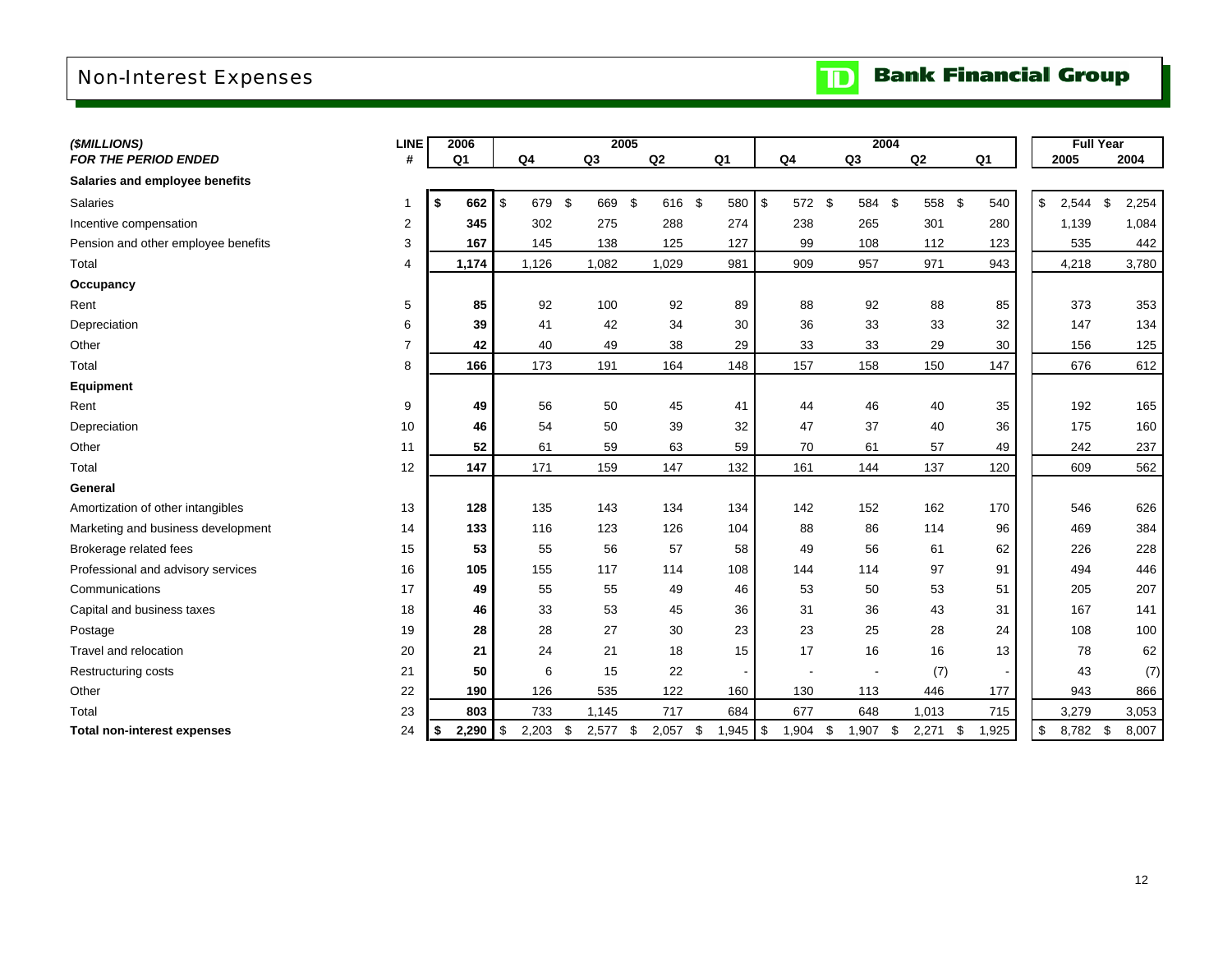# Non-Interest Expenses

TD Bank Financial Group

| ($MILLIONS) FOR THE PERIOD ENDED | LINE # | 2006 Q1 | 2005 Q4 | 2005 Q3 | 2005 Q2 | 2005 Q1 | 2004 Q4 | 2004 Q3 | 2004 Q2 | 2004 Q1 | Full Year 2005 | Full Year 2004 |
|---|---|---|---|---|---|---|---|---|---|---|---|---|
| **Salaries and employee benefits** | | | | | | | | | | | | |
| Salaries | 1 | **$ 662** | $ 679 | $ 669 | $ 616 | $ 580 | $ 572 | $ 584 | $ 558 | $ 540 | $ 2,544 | $ 2,254 |
| Incentive compensation | 2 | **345** | 302 | 275 | 288 | 274 | 238 | 265 | 301 | 280 | 1,139 | 1,084 |
| Pension and other employee benefits | 3 | **167** | 145 | 138 | 125 | 127 | 99 | 108 | 112 | 123 | 535 | 442 |
| Total | 4 | **1,174** | 1,126 | 1,082 | 1,029 | 981 | 909 | 957 | 971 | 943 | 4,218 | 3,780 |
| **Occupancy** | | | | | | | | | | | | |
| Rent | 5 | **85** | 92 | 100 | 92 | 89 | 88 | 92 | 88 | 85 | 373 | 353 |
| Depreciation | 6 | **39** | 41 | 42 | 34 | 30 | 36 | 33 | 33 | 32 | 147 | 134 |
| Other | 7 | **42** | 40 | 49 | 38 | 29 | 33 | 33 | 29 | 30 | 156 | 125 |
| Total | 8 | **166** | 173 | 191 | 164 | 148 | 157 | 158 | 150 | 147 | 676 | 612 |
| **Equipment** | | | | | | | | | | | | |
| Rent | 9 | **49** | 56 | 50 | 45 | 41 | 44 | 46 | 40 | 35 | 192 | 165 |
| Depreciation | 10 | **46** | 54 | 50 | 39 | 32 | 47 | 37 | 40 | 36 | 175 | 160 |
| Other | 11 | **52** | 61 | 59 | 63 | 59 | 70 | 61 | 57 | 49 | 242 | 237 |
| Total | 12 | **147** | 171 | 159 | 147 | 132 | 161 | 144 | 137 | 120 | 609 | 562 |
| **General** | | | | | | | | | | | | |
| Amortization of other intangibles | 13 | **128** | 135 | 143 | 134 | 134 | 142 | 152 | 162 | 170 | 546 | 626 |
| Marketing and business development | 14 | **133** | 116 | 123 | 126 | 104 | 88 | 86 | 114 | 96 | 469 | 384 |
| Brokerage related fees | 15 | **53** | 55 | 56 | 57 | 58 | 49 | 56 | 61 | 62 | 226 | 228 |
| Professional and advisory services | 16 | **105** | 155 | 117 | 114 | 108 | 144 | 114 | 97 | 91 | 494 | 446 |
| Communications | 17 | **49** | 55 | 55 | 49 | 46 | 53 | 50 | 53 | 51 | 205 | 207 |
| Capital and business taxes | 18 | **46** | 33 | 53 | 45 | 36 | 31 | 36 | 43 | 31 | 167 | 141 |
| Postage | 19 | **28** | 28 | 27 | 30 | 23 | 23 | 25 | 28 | 24 | 108 | 100 |
| Travel and relocation | 20 | **21** | 24 | 21 | 18 | 15 | 17 | 16 | 16 | 13 | 78 | 62 |
| Restructuring costs | 21 | **50** | 6 | 15 | 22 | - | - | - | (7) | - | 43 | (7) |
| Other | 22 | **190** | 126 | 535 | 122 | 160 | 130 | 113 | 446 | 177 | 943 | 866 |
| Total | 23 | **803** | 733 | 1,145 | 717 | 684 | 677 | 648 | 1,013 | 715 | 3,279 | 3,053 |
| **Total non-interest expenses** | 24 | **$ 2,290** | $ 2,203 | $ 2,577 | $ 2,057 | $ 1,945 | $ 1,904 | $ 1,907 | $ 2,271 | $ 1,925 | $ 8,782 | $ 8,007 |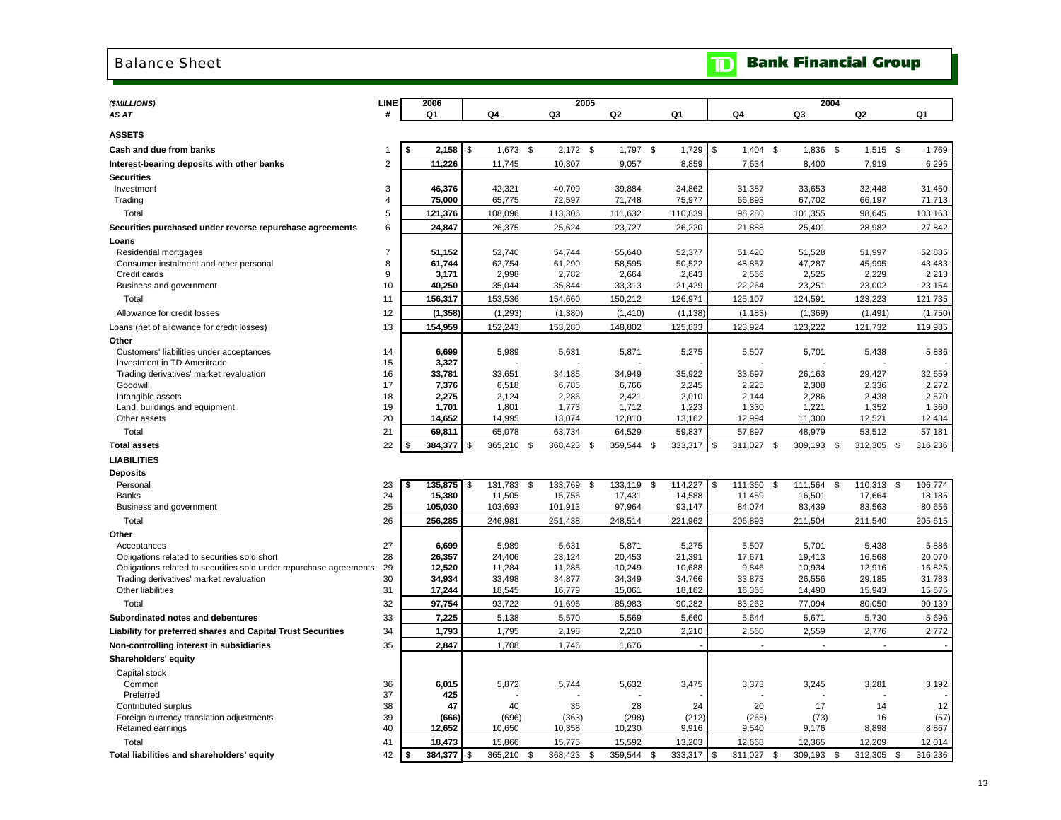# Balance Sheet

**Bank Financial Group**

| *($MILLIONS)* | LINE | 2006 | 2005 | | | | 2004 | | | |
|---|---|---|---|---|---|---|---|---|---|---|
| *AS AT* | # | Q1 | Q4 | Q3 | Q2 | Q1 | Q4 | Q3 | Q2 | Q1 |
| **ASSETS** | | | | | | | | | | |
| **Cash and due from banks** | 1 | **$ 2,158** | $ 1,673 | $ 2,172 | $ 1,797 | $ 1,729 | $ 1,404 | $ 1,836 | $ 1,515 | $ 1,769 |
| **Interest-bearing deposits with other banks** | 2 | **11,226** | 11,745 | 10,307 | 9,057 | 8,859 | 7,634 | 8,400 | 7,919 | 6,296 |
| **Securities** | | | | | | | | | | |
| Investment | 3 | **46,376** | 42,321 | 40,709 | 39,884 | 34,862 | 31,387 | 33,653 | 32,448 | 31,450 |
| Trading | 4 | **75,000** | 65,775 | 72,597 | 71,748 | 75,977 | 66,893 | 67,702 | 66,197 | 71,713 |
| Total | 5 | **121,376** | 108,096 | 113,306 | 111,632 | 110,839 | 98,280 | 101,355 | 98,645 | 103,163 |
| **Securities purchased under reverse repurchase agreements** | 6 | **24,847** | 26,375 | 25,624 | 23,727 | 26,220 | 21,888 | 25,401 | 28,982 | 27,842 |
| **Loans** | | | | | | | | | | |
| Residential mortgages | 7 | **51,152** | 52,740 | 54,744 | 55,640 | 52,377 | 51,420 | 51,528 | 51,997 | 52,885 |
| Consumer instalment and other personal | 8 | **61,744** | 62,754 | 61,290 | 58,595 | 50,522 | 48,857 | 47,287 | 45,995 | 43,483 |
| Credit cards | 9 | **3,171** | 2,998 | 2,782 | 2,664 | 2,643 | 2,566 | 2,525 | 2,229 | 2,213 |
| Business and government | 10 | **40,250** | 35,044 | 35,844 | 33,313 | 21,429 | 22,264 | 23,251 | 23,002 | 23,154 |
| Total | 11 | **156,317** | 153,536 | 154,660 | 150,212 | 126,971 | 125,107 | 124,591 | 123,223 | 121,735 |
| Allowance for credit losses | 12 | **(1,358)** | (1,293) | (1,380) | (1,410) | (1,138) | (1,183) | (1,369) | (1,491) | (1,750) |
| Loans (net of allowance for credit losses) | 13 | **154,959** | 152,243 | 153,280 | 148,802 | 125,833 | 123,924 | 123,222 | 121,732 | 119,985 |
| **Other** | | | | | | | | | | |
| Customers' liabilities under acceptances | 14 | **6,699** | 5,989 | 5,631 | 5,871 | 5,275 | 5,507 | 5,701 | 5,438 | 5,886 |
| Investment in TD Ameritrade | 15 | **3,327** | - | - | - | - | - | - | - | - |
| Trading derivatives' market revaluation | 16 | **33,781** | 33,651 | 34,185 | 34,949 | 35,922 | 33,697 | 26,163 | 29,427 | 32,659 |
| Goodwill | 17 | **7,376** | 6,518 | 6,785 | 6,766 | 2,245 | 2,225 | 2,308 | 2,336 | 2,272 |
| Intangible assets | 18 | **2,275** | 2,124 | 2,286 | 2,421 | 2,010 | 2,144 | 2,286 | 2,438 | 2,570 |
| Land, buildings and equipment | 19 | **1,701** | 1,801 | 1,773 | 1,712 | 1,223 | 1,330 | 1,221 | 1,352 | 1,360 |
| Other assets | 20 | **14,652** | 14,995 | 13,074 | 12,810 | 13,162 | 12,994 | 11,300 | 12,521 | 12,434 |
| Total | 21 | **69,811** | 65,078 | 63,734 | 64,529 | 59,837 | 57,897 | 48,979 | 53,512 | 57,181 |
| **Total assets** | 22 | **$ 384,377** | $ 365,210 | $ 368,423 | $ 359,544 | $ 333,317 | $ 311,027 | $ 309,193 | $ 312,305 | $ 316,236 |
| **LIABILITIES** | | | | | | | | | | |
| **Deposits** | | | | | | | | | | |
| Personal | 23 | **$ 135,875** | $ 131,783 | $ 133,769 | $ 133,119 | $ 114,227 | $ 111,360 | $ 111,564 | $ 110,313 | $ 106,774 |
| Banks | 24 | **15,380** | 11,505 | 15,756 | 17,431 | 14,588 | 11,459 | 16,501 | 17,664 | 18,185 |
| Business and government | 25 | **105,030** | 103,693 | 101,913 | 97,964 | 93,147 | 84,074 | 83,439 | 83,563 | 80,656 |
| Total | 26 | **256,285** | 246,981 | 251,438 | 248,514 | 221,962 | 206,893 | 211,504 | 211,540 | 205,615 |
| **Other** | | | | | | | | | | |
| Acceptances | 27 | **6,699** | 5,989 | 5,631 | 5,871 | 5,275 | 5,507 | 5,701 | 5,438 | 5,886 |
| Obligations related to securities sold short | 28 | **26,357** | 24,406 | 23,124 | 20,453 | 21,391 | 17,671 | 19,413 | 16,568 | 20,070 |
| Obligations related to securities sold under repurchase agreements | 29 | **12,520** | 11,284 | 11,285 | 10,249 | 10,688 | 9,846 | 10,934 | 12,916 | 16,825 |
| Trading derivatives' market revaluation | 30 | **34,934** | 33,498 | 34,877 | 34,349 | 34,766 | 33,873 | 26,556 | 29,185 | 31,783 |
| Other liabilities | 31 | **17,244** | 18,545 | 16,779 | 15,061 | 18,162 | 16,365 | 14,490 | 15,943 | 15,575 |
| Total | 32 | **97,754** | 93,722 | 91,696 | 85,983 | 90,282 | 83,262 | 77,094 | 80,050 | 90,139 |
| **Subordinated notes and debentures** | 33 | **7,225** | 5,138 | 5,570 | 5,569 | 5,660 | 5,644 | 5,671 | 5,730 | 5,696 |
| **Liability for preferred shares and Capital Trust Securities** | 34 | **1,793** | 1,795 | 2,198 | 2,210 | 2,210 | 2,560 | 2,559 | 2,776 | 2,772 |
| **Non-controlling interest in subsidiaries** | 35 | **2,847** | 1,708 | 1,746 | 1,676 | - | - | - | - | - |
| **Shareholders' equity** | | | | | | | | | | |
| Capital stock | | | | | | | | | | |
| Common | 36 | **6,015** | 5,872 | 5,744 | 5,632 | 3,475 | 3,373 | 3,245 | 3,281 | 3,192 |
| Preferred | 37 | **425** | - | - | - | - | - | - | - | - |
| Contributed surplus | 38 | **47** | 40 | 36 | 28 | 24 | 20 | 17 | 14 | 12 |
| Foreign currency translation adjustments | 39 | **(666)** | (696) | (363) | (298) | (212) | (265) | (73) | 16 | (57) |
| Retained earnings | 40 | **12,652** | 10,650 | 10,358 | 10,230 | 9,916 | 9,540 | 9,176 | 8,898 | 8,867 |
| Total | 41 | **18,473** | 15,866 | 15,775 | 15,592 | 13,203 | 12,668 | 12,365 | 12,209 | 12,014 |
| **Total liabilities and shareholders' equity** | 42 | **$ 384,377** | $ 365,210 | $ 368,423 | $ 359,544 | $ 333,317 | $ 311,027 | $ 309,193 | $ 312,305 | $ 316,236 |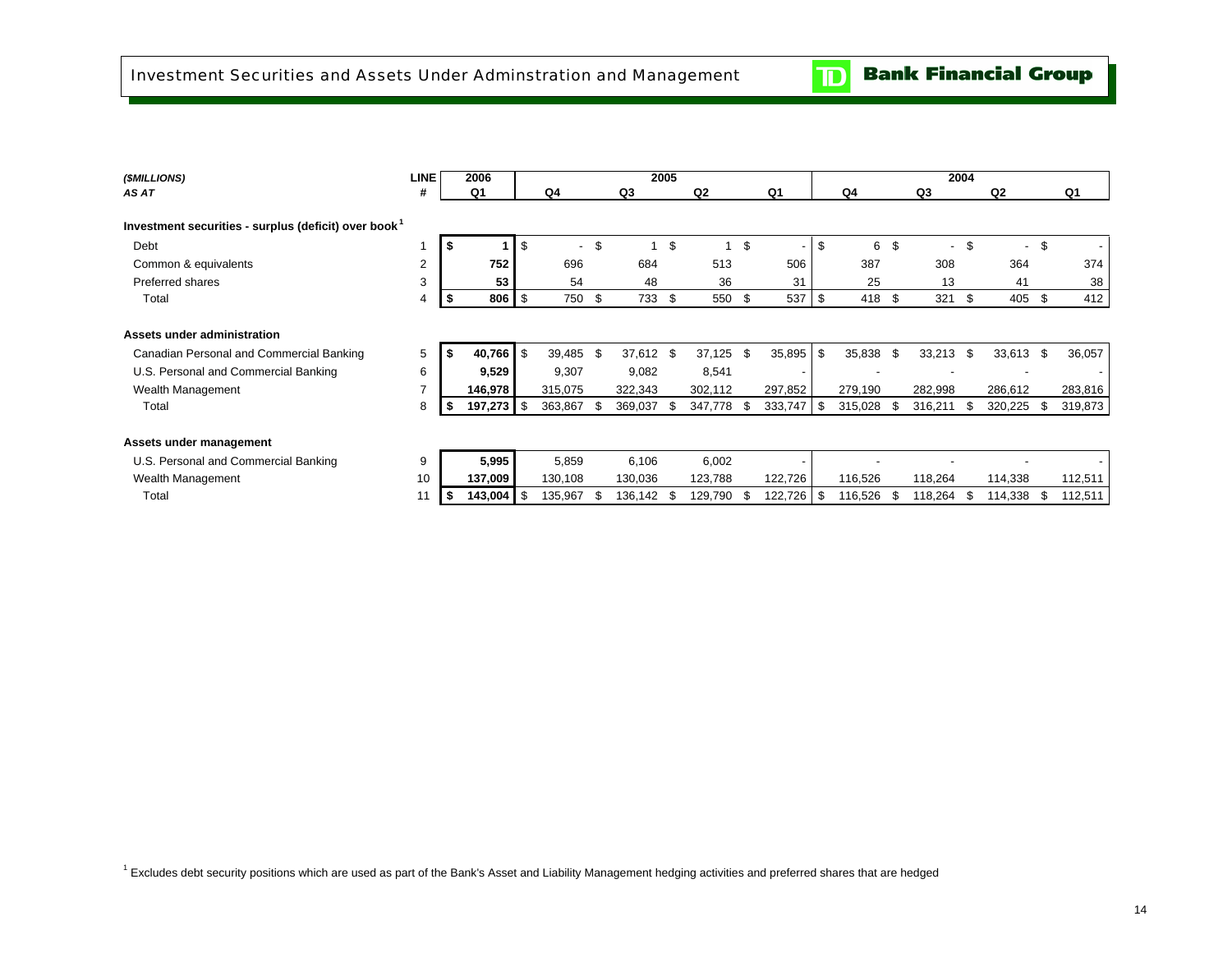## Investment Securities and Assets Under Adminstration and Management

TD Bank Financial Group

| *($MILLIONS)* | LINE | 2006 | 2005 | | | | 2004 | | | |
|---|---|---|---|---|---|---|---|---|---|---|
| *AS AT* | # | Q1 | Q4 | Q3 | Q2 | Q1 | Q4 | Q3 | Q2 | Q1 |
| **Investment securities - surplus (deficit) over book[1]** | | | | | | | | | | |
| Debt | 1 | **$ 1** | $ - | $ 1 | $ 1 | $ - | $ 6 | $ - | $ - | $ - |
| Common & equivalents | 2 | **752** | 696 | 684 | 513 | 506 | 387 | 308 | 364 | 374 |
| Preferred shares | 3 | **53** | 54 | 48 | 36 | 31 | 25 | 13 | 41 | 38 |
| Total | 4 | **$ 806** | $ 750 | $ 733 | $ 550 | $ 537 | $ 418 | $ 321 | $ 405 | $ 412 |
| **Assets under administration** | | | | | | | | | | |
| Canadian Personal and Commercial Banking | 5 | **$ 40,766** | $ 39,485 | $ 37,612 | $ 37,125 | $ 35,895 | $ 35,838 | $ 33,213 | $ 33,613 | $ 36,057 |
| U.S. Personal and Commercial Banking | 6 | **9,529** | 9,307 | 9,082 | 8,541 | - | - | - | - | - |
| Wealth Management | 7 | **146,978** | 315,075 | 322,343 | 302,112 | 297,852 | 279,190 | 282,998 | 286,612 | 283,816 |
| Total | 8 | **$ 197,273** | $ 363,867 | $ 369,037 | $ 347,778 | $ 333,747 | $ 315,028 | $ 316,211 | $ 320,225 | $ 319,873 |
| **Assets under management** | | | | | | | | | | |
| U.S. Personal and Commercial Banking | 9 | **5,995** | 5,859 | 6,106 | 6,002 | - | - | - | - | - |
| Wealth Management | 10 | **137,009** | 130,108 | 130,036 | 123,788 | 122,726 | 116,526 | 118,264 | 114,338 | 112,511 |
| Total | 11 | **$ 143,004** | $ 135,967 | $ 136,142 | $ 129,790 | $ 122,726 | $ 116,526 | $ 118,264 | $ 114,338 | $ 112,511 |

[1] Excludes debt security positions which are used as part of the Bank's Asset and Liability Management hedging activities and preferred shares that are hedged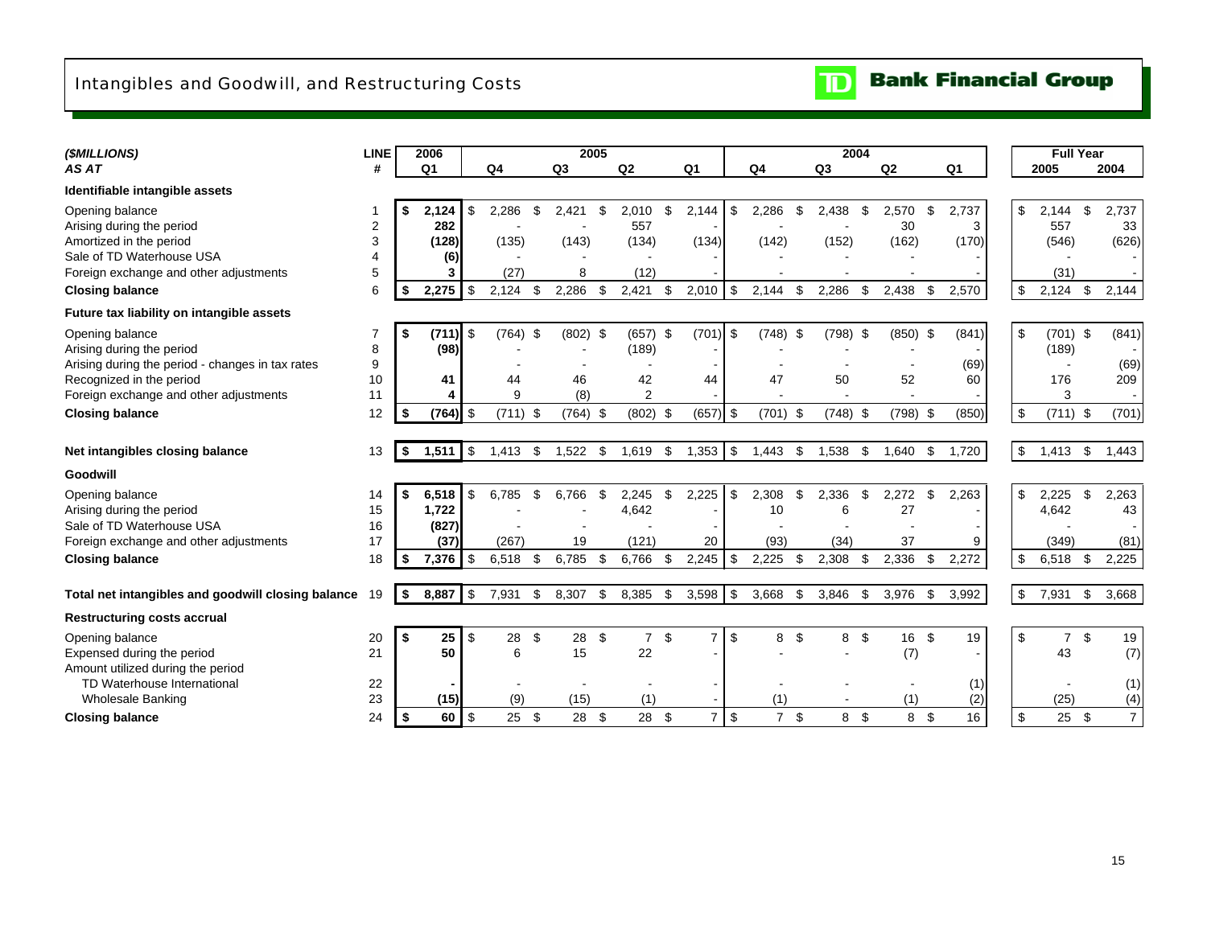# Intangibles and Goodwill, and Restructuring Costs

| *($MILLIONS)* *AS AT* | LINE # | 2006 Q1 | 2005 Q4 | 2005 Q3 | 2005 Q2 | 2005 Q1 | 2004 Q4 | 2004 Q3 | 2004 Q2 | 2004 Q1 | Full Year 2005 | Full Year 2004 |
|---|---|---|---|---|---|---|---|---|---|---|---|---|
| **Identifiable intangible assets** | | | | | | | | | | | | |
| Opening balance | 1 | **$ 2,124** | $ 2,286 | $ 2,421 | $ 2,010 | $ 2,144 | $ 2,286 | $ 2,438 | $ 2,570 | $ 2,737 | $ 2,144 | $ 2,737 |
| Arising during the period | 2 | **282** | - | - | 557 | - | - | - | 30 | 3 | 557 | 33 |
| Amortized in the period | 3 | **(128)** | (135) | (143) | (134) | (134) | (142) | (152) | (162) | (170) | (546) | (626) |
| Sale of TD Waterhouse USA | 4 | **(6)** | - | - | - | - | - | - | - | - | - | - |
| Foreign exchange and other adjustments | 5 | **3** | (27) | 8 | (12) | - | - | - | - | - | (31) | - |
| **Closing balance** | 6 | **$ 2,275** | $ 2,124 | $ 2,286 | $ 2,421 | $ 2,010 | $ 2,144 | $ 2,286 | $ 2,438 | $ 2,570 | $ 2,124 | $ 2,144 |
| **Future tax liability on intangible assets** | | | | | | | | | | | | |
| Opening balance | 7 | **$ (711)** | $ (764) | $ (802) | $ (657) | $ (701) | $ (748) | $ (798) | $ (850) | $ (841) | $ (701) | $ (841) |
| Arising during the period | 8 | **(98)** | - | - | (189) | - | - | - | - | - | (189) | - |
| Arising during the period - changes in tax rates | 9 | | - | - | - | - | - | - | - | (69) | - | (69) |
| Recognized in the period | 10 | **41** | 44 | 46 | 42 | 44 | 47 | 50 | 52 | 60 | 176 | 209 |
| Foreign exchange and other adjustments | 11 | **4** | 9 | (8) | 2 | - | - | - | - | - | 3 | - |
| **Closing balance** | 12 | **$ (764)** | $ (711) | $ (764) | $ (802) | $ (657) | $ (701) | $ (748) | $ (798) | $ (850) | $ (711) | $ (701) |
| **Net intangibles closing balance** | 13 | **$ 1,511** | $ 1,413 | $ 1,522 | $ 1,619 | $ 1,353 | $ 1,443 | $ 1,538 | $ 1,640 | $ 1,720 | $ 1,413 | $ 1,443 |
| **Goodwill** | | | | | | | | | | | | |
| Opening balance | 14 | **$ 6,518** | $ 6,785 | $ 6,766 | $ 2,245 | $ 2,225 | $ 2,308 | $ 2,336 | $ 2,272 | $ 2,263 | $ 2,225 | $ 2,263 |
| Arising during the period | 15 | **1,722** | - | - | 4,642 | - | 10 | 6 | 27 | - | 4,642 | 43 |
| Sale of TD Waterhouse USA | 16 | **(827)** | - | - | - | - | - | - | - | - | - | - |
| Foreign exchange and other adjustments | 17 | **(37)** | (267) | 19 | (121) | 20 | (93) | (34) | 37 | 9 | (349) | (81) |
| **Closing balance** | 18 | **$ 7,376** | $ 6,518 | $ 6,785 | $ 6,766 | $ 2,245 | $ 2,225 | $ 2,308 | $ 2,336 | $ 2,272 | $ 6,518 | $ 2,225 |
| **Total net intangibles and goodwill closing balance** | 19 | **$ 8,887** | $ 7,931 | $ 8,307 | $ 8,385 | $ 3,598 | $ 3,668 | $ 3,846 | $ 3,976 | $ 3,992 | $ 7,931 | $ 3,668 |
| **Restructuring costs accrual** | | | | | | | | | | | | |
| Opening balance | 20 | **$ 25** | $ 28 | $ 28 | $ 7 | $ 7 | $ 8 | $ 8 | $ 16 | $ 19 | $ 7 | $ 19 |
| Expensed during the period | 21 | **50** | 6 | 15 | 22 | - | - | - | (7) | - | 43 | (7) |
| Amount utilized during the period | | | | | | | | | | | | |
| TD Waterhouse International | 22 | **-** | - | - | - | - | - | - | - | (1) | - | (1) |
| Wholesale Banking | 23 | **(15)** | (9) | (15) | (1) | - | (1) | - | (1) | (2) | (25) | (4) |
| **Closing balance** | 24 | **$ 60** | $ 25 | $ 28 | $ 28 | $ 7 | $ 7 | $ 8 | $ 8 | $ 16 | $ 25 | $ 7 |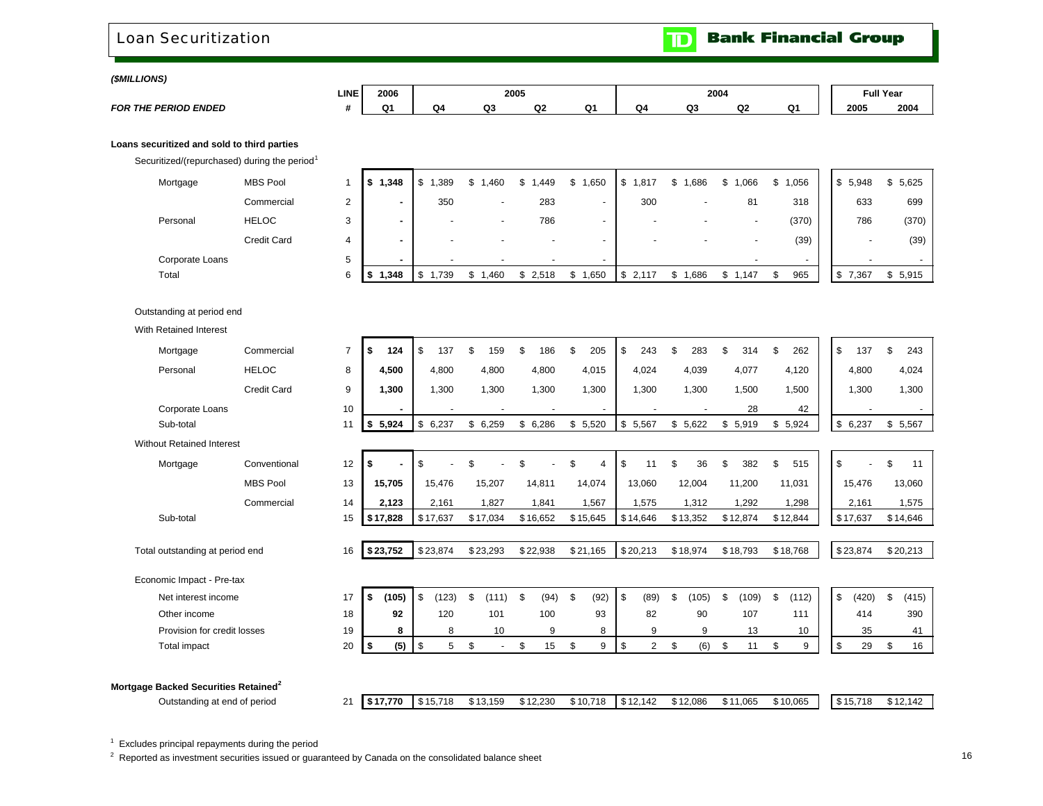# Loan Securitization

**TD Bank Financial Group**

*($MILLIONS)*

| *FOR THE PERIOD ENDED* | | LINE # | 2006 Q1 | 2005 Q4 | 2005 Q3 | 2005 Q2 | 2005 Q1 | 2004 Q4 | 2004 Q3 | 2004 Q2 | 2004 Q1 | Full Year 2005 | Full Year 2004 |
|---|---|---|---|---|---|---|---|---|---|---|---|---|---|
| **Loans securitized and sold to third parties** | | | | | | | | | | | | | |
| Securitized/(repurchased) during the period[1] | | | | | | | | | | | | | |
| Mortgage | MBS Pool | 1 | **$ 1,348** | $ 1,389 | $ 1,460 | $ 1,449 | $ 1,650 | $ 1,817 | $ 1,686 | $ 1,066 | $ 1,056 | $ 5,948 | $ 5,625 |
| | Commercial | 2 | **-** | 350 | - | 283 | - | 300 | - | 81 | 318 | 633 | 699 |
| Personal | HELOC | 3 | **-** | - | - | 786 | - | - | - | - | (370) | 786 | (370) |
| | Credit Card | 4 | **-** | - | - | - | - | - | - | - | (39) | - | (39) |
| Corporate Loans | | 5 | **-** | - | - | - | - | | | - | - | - | - |
| Total | | 6 | **$ 1,348** | $ 1,739 | $ 1,460 | $ 2,518 | $ 1,650 | $ 2,117 | $ 1,686 | $ 1,147 | $ 965 | $ 7,367 | $ 5,915 |
| Outstanding at period end | | | | | | | | | | | | | |
| With Retained Interest | | | | | | | | | | | | | |
| Mortgage | Commercial | 7 | **$ 124** | $ 137 | $ 159 | $ 186 | $ 205 | $ 243 | $ 283 | $ 314 | $ 262 | $ 137 | $ 243 |
| Personal | HELOC | 8 | **4,500** | 4,800 | 4,800 | 4,800 | 4,015 | 4,024 | 4,039 | 4,077 | 4,120 | 4,800 | 4,024 |
| | Credit Card | 9 | **1,300** | 1,300 | 1,300 | 1,300 | 1,300 | 1,300 | 1,300 | 1,500 | 1,500 | 1,300 | 1,300 |
| Corporate Loans | | 10 | **-** | - | - | - | - | - | - | 28 | 42 | - | - |
| Sub-total | | 11 | **$ 5,924** | $ 6,237 | $ 6,259 | $ 6,286 | $ 5,520 | $ 5,567 | $ 5,622 | $ 5,919 | $ 5,924 | $ 6,237 | $ 5,567 |
| Without Retained Interest | | | | | | | | | | | | | |
| Mortgage | Conventional | 12 | **$ -** | $ - | $ - | $ - | $ 4 | $ 11 | $ 36 | $ 382 | $ 515 | $ - | $ 11 |
| | MBS Pool | 13 | **15,705** | 15,476 | 15,207 | 14,811 | 14,074 | 13,060 | 12,004 | 11,200 | 11,031 | 15,476 | 13,060 |
| | Commercial | 14 | **2,123** | 2,161 | 1,827 | 1,841 | 1,567 | 1,575 | 1,312 | 1,292 | 1,298 | 2,161 | 1,575 |
| Sub-total | | 15 | **$ 17,828** | $ 17,637 | $ 17,034 | $ 16,652 | $ 15,645 | $ 14,646 | $ 13,352 | $ 12,874 | $ 12,844 | $ 17,637 | $ 14,646 |
| Total outstanding at period end | | 16 | **$ 23,752** | $ 23,874 | $ 23,293 | $ 22,938 | $ 21,165 | $ 20,213 | $ 18,974 | $ 18,793 | $ 18,768 | $ 23,874 | $ 20,213 |
| Economic Impact - Pre-tax | | | | | | | | | | | | | |
| Net interest income | | 17 | **$ (105)** | $ (123) | $ (111) | $ (94) | $ (92) | $ (89) | $ (105) | $ (109) | $ (112) | $ (420) | $ (415) |
| Other income | | 18 | **92** | 120 | 101 | 100 | 93 | 82 | 90 | 107 | 111 | 414 | 390 |
| Provision for credit losses | | 19 | **8** | 8 | 10 | 9 | 8 | 9 | 9 | 13 | 10 | 35 | 41 |
| Total impact | | 20 | **$ (5)** | $ 5 | $ - | $ 15 | $ 9 | $ 2 | $ (6) | $ 11 | $ 9 | $ 29 | $ 16 |
| **Mortgage Backed Securities Retained[2]** | | | | | | | | | | | | | |
| Outstanding at end of period | | 21 | **$ 17,770** | $ 15,718 | $ 13,159 | $ 12,230 | $ 10,718 | $ 12,142 | $ 12,086 | $ 11,065 | $ 10,065 | $ 15,718 | $ 12,142 |

[1] Excludes principal repayments during the period

[2] Reported as investment securities issued or guaranteed by Canada on the consolidated balance sheet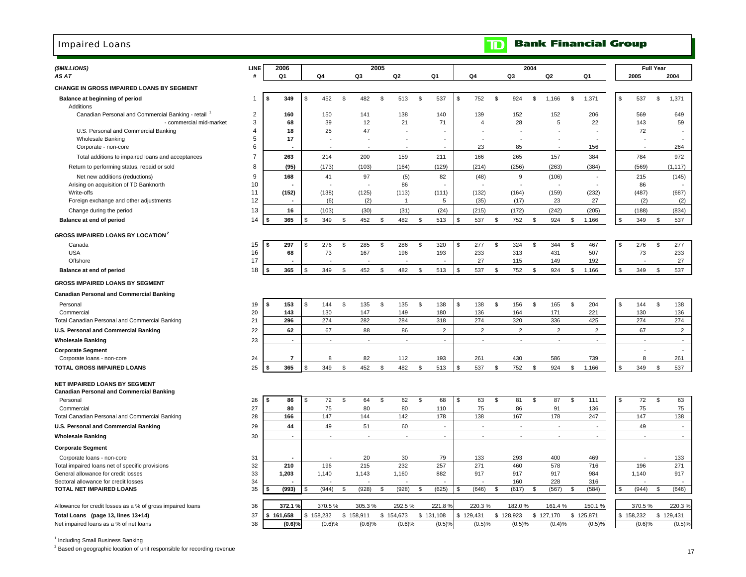# Impaired Loans

**TD Bank Financial Group**

| *($MILLIONS)* *AS AT* | LINE # | 2006 Q1 | 2005 Q4 | 2005 Q3 | 2005 Q2 | 2005 Q1 | 2004 Q4 | 2004 Q3 | 2004 Q2 | 2004 Q1 | Full Year 2005 | Full Year 2004 |
|---|---|---|---|---|---|---|---|---|---|---|---|---|
| **CHANGE IN GROSS IMPAIRED LOANS BY SEGMENT** | | | | | | | | | | | | |
| **Balance at beginning of period** | 1 | **$ 349** | $ 452 | $ 482 | $ 513 | $ 537 | $ 752 | $ 924 | $ 1,166 | $ 1,371 | $ 537 | $ 1,371 |
| Additions | | | | | | | | | | | | |
| Canadian Personal and Commercial Banking - retail [1] | 2 | **160** | 150 | 141 | 138 | 140 | 139 | 152 | 152 | 206 | 569 | 649 |
| - commercial mid-market | 3 | **68** | 39 | 12 | 21 | 71 | 4 | 28 | 5 | 22 | 143 | 59 |
| U.S. Personal and Commercial Banking | 4 | **18** | 25 | 47 | - | - | - | - | - | - | 72 | - |
| Wholesale Banking | 5 | **17** | - | - | - | - | - | - | - | - | - | - |
| Corporate - non-core | 6 | **-** | - | - | - | - | 23 | 85 | - | 156 | - | 264 |
| Total additions to impaired loans and acceptances | 7 | **263** | 214 | 200 | 159 | 211 | 166 | 265 | 157 | 384 | 784 | 972 |
| Return to performing status, repaid or sold | 8 | **(95)** | (173) | (103) | (164) | (129) | (214) | (256) | (263) | (384) | (569) | (1,117) |
| Net new additions (reductions) | 9 | **168** | 41 | 97 | (5) | 82 | (48) | 9 | (106) | - | 215 | (145) |
| Arising on acquisition of TD Banknorth | 10 | **-** | - | - | 86 | - | - | - | - | - | 86 | - |
| Write-offs | 11 | **(152)** | (138) | (125) | (113) | (111) | (132) | (164) | (159) | (232) | (487) | (687) |
| Foreign exchange and other adjustments | 12 | **-** | (6) | (2) | 1 | 5 | (35) | (17) | 23 | 27 | (2) | (2) |
| Change during the period | 13 | **16** | (103) | (30) | (31) | (24) | (215) | (172) | (242) | (205) | (188) | (834) |
| **Balance at end of period** | 14 | **$ 365** | $ 349 | $ 452 | $ 482 | $ 513 | $ 537 | $ 752 | $ 924 | $ 1,166 | $ 349 | $ 537 |
| **GROSS IMPAIRED LOANS BY LOCATION [2]** | | | | | | | | | | | | |
| Canada | 15 | **$ 297** | $ 276 | $ 285 | $ 286 | $ 320 | $ 277 | $ 324 | $ 344 | $ 467 | $ 276 | $ 277 |
| USA | 16 | **68** | 73 | 167 | 196 | 193 | 233 | 313 | 431 | 507 | 73 | 233 |
| Offshore | 17 | **-** | - | - | - | - | 27 | 115 | 149 | 192 | - | 27 |
| **Balance at end of period** | 18 | **$ 365** | $ 349 | $ 452 | $ 482 | $ 513 | $ 537 | $ 752 | $ 924 | $ 1,166 | $ 349 | $ 537 |
| **GROSS IMPAIRED LOANS BY SEGMENT** | | | | | | | | | | | | |
| **Canadian Personal and Commercial Banking** | | | | | | | | | | | | |
| Personal | 19 | **$ 153** | $ 144 | $ 135 | $ 135 | $ 138 | $ 138 | $ 156 | $ 165 | $ 204 | $ 144 | $ 138 |
| Commercial | 20 | **143** | 130 | 147 | 149 | 180 | 136 | 164 | 171 | 221 | 130 | 136 |
| Total Canadian Personal and Commercial Banking | 21 | **296** | 274 | 282 | 284 | 318 | 274 | 320 | 336 | 425 | 274 | 274 |
| **U.S. Personal and Commercial Banking** | 22 | **62** | 67 | 88 | 86 | 2 | 2 | 2 | 2 | 2 | 67 | 2 |
| **Wholesale Banking** | 23 | **-** | - | - | - | - | - | - | - | - | - | - |
| **Corporate Segment** | | | | | | | | | | | - | - |
| Corporate loans - non-core | 24 | **7** | 8 | 82 | 112 | 193 | 261 | 430 | 586 | 739 | 8 | 261 |
| **TOTAL GROSS IMPAIRED LOANS** | 25 | **$ 365** | $ 349 | $ 452 | $ 482 | $ 513 | $ 537 | $ 752 | $ 924 | $ 1,166 | $ 349 | $ 537 |
| **NET IMPAIRED LOANS BY SEGMENT** | | | | | | | | | | | | |
| **Canadian Personal and Commercial Banking** | | | | | | | | | | | | |
| Personal | 26 | **$ 86** | $ 72 | $ 64 | $ 62 | $ 68 | $ 63 | $ 81 | $ 87 | $ 111 | $ 72 | $ 63 |
| Commercial | 27 | **80** | 75 | 80 | 80 | 110 | 75 | 86 | 91 | 136 | 75 | 75 |
| Total Canadian Personal and Commercial Banking | 28 | **166** | 147 | 144 | 142 | 178 | 138 | 167 | 178 | 247 | 147 | 138 |
| **U.S. Personal and Commercial Banking** | 29 | **44** | 49 | 51 | 60 | - | - | - | - | - | 49 | - |
| **Wholesale Banking** | 30 | **-** | - | - | - | - | - | - | - | - | - | - |
| **Corporate Segment** | | | | | | | | | | | | |
| Corporate loans - non-core | 31 | **-** | - | 20 | 30 | 79 | 133 | 293 | 400 | 469 | - | 133 |
| Total impaired loans net of specific provisions | 32 | **210** | 196 | 215 | 232 | 257 | 271 | 460 | 578 | 716 | 196 | 271 |
| General allowance for credit losses | 33 | **1,203** | 1,140 | 1,143 | 1,160 | 882 | 917 | 917 | 917 | 984 | 1,140 | 917 |
| Sectoral allowance for credit losses | 34 | **-** | - | - | - | - | - | 160 | 228 | 316 | - | - |
| **TOTAL NET IMPAIRED LOANS** | 35 | **$ (993)** | $ (944) | $ (928) | $ (928) | $ (625) | $ (646) | $ (617) | $ (567) | $ (584) | $ (944) | $ (646) |
| Allowance for credit losses as a % of gross impaired loans | 36 | **372.1 %** | 370.5 % | 305.3 % | 292.5 % | 221.8 % | 220.3 % | 182.0 % | 161.4 % | 150.1 % | 370.5 % | 220.3 % |
| **Total Loans (page 13, lines 13+14)** | 37 | **$ 161,658** | $ 158,232 | $ 158,911 | $ 154,673 | $ 131,108 | $ 129,431 | $ 128,923 | $ 127,170 | $ 125,871 | $ 158,232 | $ 129,431 |
| Net impaired loans as a % of net loans | 38 | **(0.6)%** | (0.6)% | (0.6)% | (0.6)% | (0.5)% | (0.5)% | (0.5)% | (0.4)% | (0.5)% | (0.6)% | (0.5)% |

[1] Including Small Business Banking

[2] Based on geographic location of unit responsible for recording revenue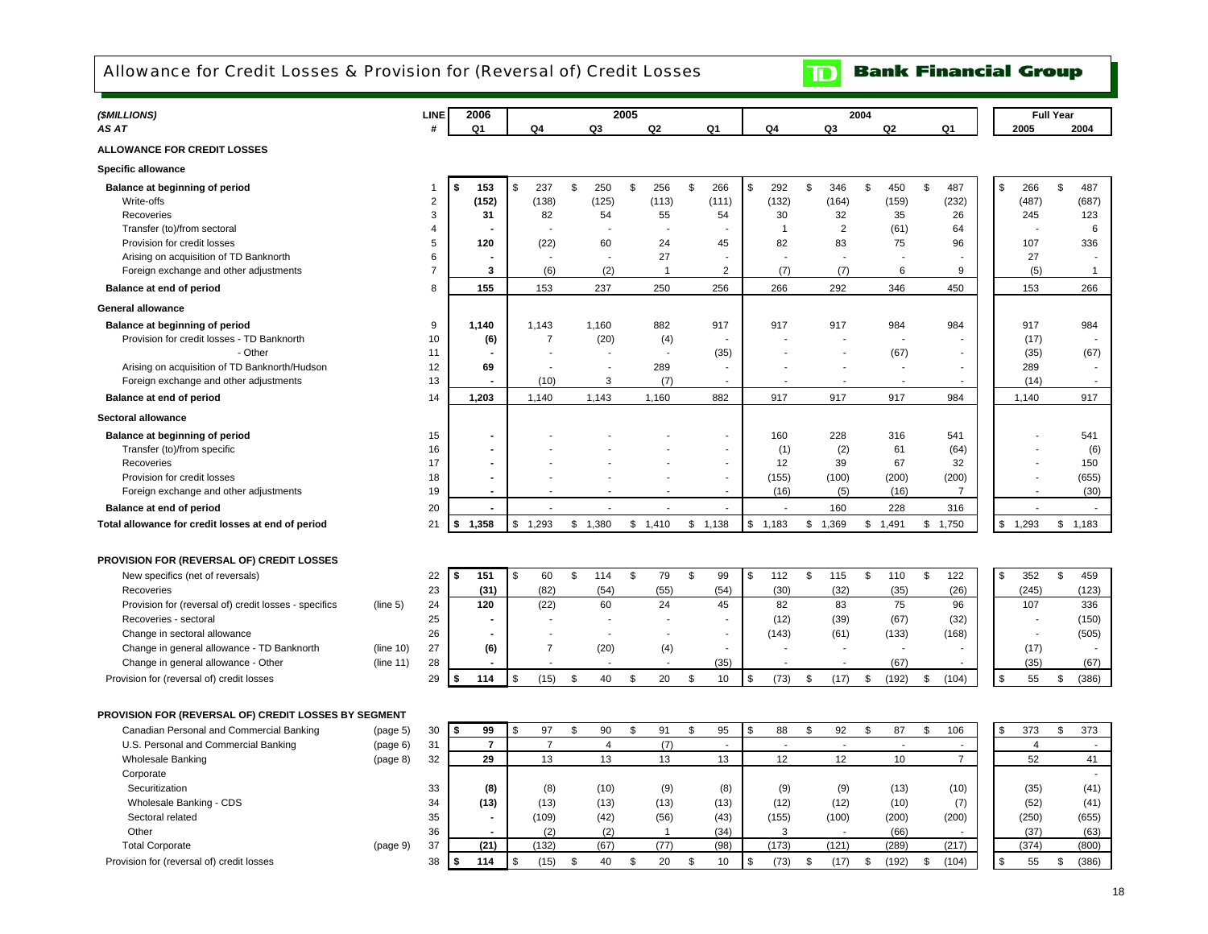# Allowance for Credit Losses & Provision for (Reversal of) Credit Losses

**TD Bank Financial Group**

| ($MILLIONS) AS AT | | LINE # | 2006 Q1 | 2005 Q4 | 2005 Q3 | 2005 Q2 | 2005 Q1 | 2004 Q4 | 2004 Q3 | 2004 Q2 | 2004 Q1 | Full Year 2005 | Full Year 2004 |
|---|---|---|---|---|---|---|---|---|---|---|---|---|---|
| **ALLOWANCE FOR CREDIT LOSSES** | | | | | | | | | | | | | |
| **Specific allowance** | | | | | | | | | | | | | |
| **Balance at beginning of period** | | 1 | $ 153 | $ 237 | $ 250 | $ 256 | $ 266 | $ 292 | $ 346 | $ 450 | $ 487 | $ 266 | $ 487 |
| Write-offs | | 2 | (152) | (138) | (125) | (113) | (111) | (132) | (164) | (159) | (232) | (487) | (687) |
| Recoveries | | 3 | 31 | 82 | 54 | 55 | 54 | 30 | 32 | 35 | 26 | 245 | 123 |
| Transfer (to)/from sectoral | | 4 | - | - | - | - | - | 1 | 2 | (61) | 64 | - | 6 |
| Provision for credit losses | | 5 | 120 | (22) | 60 | 24 | 45 | 82 | 83 | 75 | 96 | 107 | 336 |
| Arising on acquisition of TD Banknorth | | 6 | - | - | - | 27 | - | - | - | - | - | 27 | - |
| Foreign exchange and other adjustments | | 7 | 3 | (6) | (2) | 1 | 2 | (7) | (7) | 6 | 9 | (5) | 1 |
| **Balance at end of period** | | 8 | 155 | 153 | 237 | 250 | 256 | 266 | 292 | 346 | 450 | 153 | 266 |
| **General allowance** | | | | | | | | | | | | | |
| **Balance at beginning of period** | | 9 | 1,140 | 1,143 | 1,160 | 882 | 917 | 917 | 917 | 984 | 984 | 917 | 984 |
| Provision for credit losses - TD Banknorth | | 10 | (6) | 7 | (20) | (4) | - | - | - | - | - | (17) | - |
| - Other | | 11 | - | - | - | - | (35) | - | - | (67) | - | (35) | (67) |
| Arising on acquisition of TD Banknorth/Hudson | | 12 | 69 | - | - | 289 | - | - | - | - | - | 289 | - |
| Foreign exchange and other adjustments | | 13 | - | (10) | 3 | (7) | - | - | - | - | - | (14) | - |
| **Balance at end of period** | | 14 | 1,203 | 1,140 | 1,143 | 1,160 | 882 | 917 | 917 | 917 | 984 | 1,140 | 917 |
| **Sectoral allowance** | | | | | | | | | | | | | |
| **Balance at beginning of period** | | 15 | - | - | - | - | - | 160 | 228 | 316 | 541 | - | 541 |
| Transfer (to)/from specific | | 16 | - | - | - | - | - | (1) | (2) | 61 | (64) | - | (6) |
| Recoveries | | 17 | - | - | - | - | - | 12 | 39 | 67 | 32 | - | 150 |
| Provision for credit losses | | 18 | - | - | - | - | - | (155) | (100) | (200) | (200) | - | (655) |
| Foreign exchange and other adjustments | | 19 | - | - | - | - | - | (16) | (5) | (16) | 7 | - | (30) |
| **Balance at end of period** | | 20 | - | - | - | - | - | - | 160 | 228 | 316 | - | - |
| **Total allowance for credit losses at end of period** | | 21 | $ 1,358 | $ 1,293 | $ 1,380 | $ 1,410 | $ 1,138 | $ 1,183 | $ 1,369 | $ 1,491 | $ 1,750 | $ 1,293 | $ 1,183 |
| **PROVISION FOR (REVERSAL OF) CREDIT LOSSES** | | | | | | | | | | | | | |
| New specifics (net of reversals) | | 22 | $ 151 | $ 60 | $ 114 | $ 79 | $ 99 | $ 112 | $ 115 | $ 110 | $ 122 | $ 352 | $ 459 |
| Recoveries | | 23 | (31) | (82) | (54) | (55) | (54) | (30) | (32) | (35) | (26) | (245) | (123) |
| Provision for (reversal of) credit losses - specifics | (line 5) | 24 | 120 | (22) | 60 | 24 | 45 | 82 | 83 | 75 | 96 | 107 | 336 |
| Recoveries - sectoral | | 25 | - | - | - | - | - | (12) | (39) | (67) | (32) | - | (150) |
| Change in sectoral allowance | | 26 | - | - | - | - | - | (143) | (61) | (133) | (168) | - | (505) |
| Change in general allowance - TD Banknorth | (line 10) | 27 | (6) | 7 | (20) | (4) | - | - | - | - | - | (17) | - |
| Change in general allowance - Other | (line 11) | 28 | - | - | - | - | (35) | - | - | (67) | - | (35) | (67) |
| Provision for (reversal of) credit losses | | 29 | $ 114 | $ (15) | $ 40 | $ 20 | $ 10 | $ (73) | $ (17) | $ (192) | $ (104) | $ 55 | $ (386) |
| **PROVISION FOR (REVERSAL OF) CREDIT LOSSES BY SEGMENT** | | | | | | | | | | | | | |
| Canadian Personal and Commercial Banking | (page 5) | 30 | $ 99 | $ 97 | $ 90 | $ 91 | $ 95 | $ 88 | $ 92 | $ 87 | $ 106 | $ 373 | $ 373 |
| U.S. Personal and Commercial Banking | (page 6) | 31 | 7 | 7 | 4 | (7) | - | - | - | - | - | 4 | - |
| Wholesale Banking | (page 8) | 32 | 29 | 13 | 13 | 13 | 13 | 12 | 12 | 10 | 7 | 52 | 41 |
| Corporate | | | | | | | | | | | | | - |
| Securitization | | 33 | (8) | (8) | (10) | (9) | (8) | (9) | (9) | (13) | (10) | (35) | (41) |
| Wholesale Banking - CDS | | 34 | (13) | (13) | (13) | (13) | (13) | (12) | (12) | (10) | (7) | (52) | (41) |
| Sectoral related | | 35 | - | (109) | (42) | (56) | (43) | (155) | (100) | (200) | (200) | (250) | (655) |
| Other | | 36 | - | (2) | (2) | 1 | (34) | 3 | - | (66) | - | (37) | (63) |
| Total Corporate | (page 9) | 37 | (21) | (132) | (67) | (77) | (98) | (173) | (121) | (289) | (217) | (374) | (800) |
| Provision for (reversal of) credit losses | | 38 | $ 114 | $ (15) | $ 40 | $ 20 | $ 10 | $ (73) | $ (17) | $ (192) | $ (104) | $ 55 | $ (386) |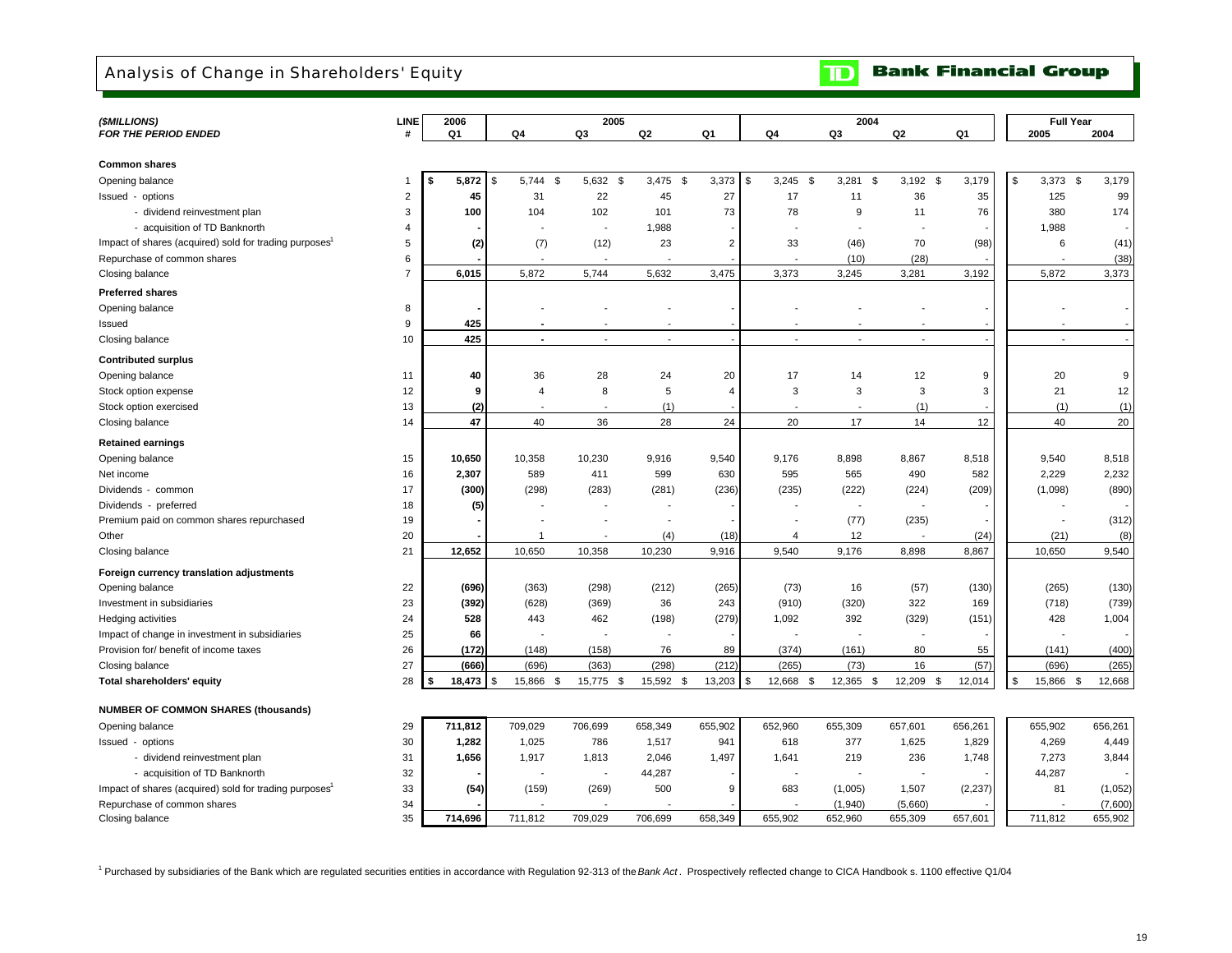# Analysis of Change in Shareholders' Equity

**Bank Financial Group**

| *($MILLIONS)* *FOR THE PERIOD ENDED* | LINE # | 2006 Q1 | 2005 Q4 | 2005 Q3 | 2005 Q2 | 2005 Q1 | 2004 Q4 | 2004 Q3 | 2004 Q2 | 2004 Q1 | Full Year 2005 | Full Year 2004 |
|---|---|---|---|---|---|---|---|---|---|---|---|---|
| **Common shares** | | | | | | | | | | | | |
| Opening balance | 1 | **$ 5,872** | $ 5,744 | $ 5,632 | $ 3,475 | $ 3,373 | $ 3,245 | $ 3,281 | $ 3,192 | $ 3,179 | $ 3,373 | $ 3,179 |
| Issued - options | 2 | **45** | 31 | 22 | 45 | 27 | 17 | 11 | 36 | 35 | 125 | 99 |
| - dividend reinvestment plan | 3 | **100** | 104 | 102 | 101 | 73 | 78 | 9 | 11 | 76 | 380 | 174 |
| - acquisition of TD Banknorth | 4 | **-** | - | - | 1,988 | - | - | - | - | - | 1,988 | - |
| Impact of shares (acquired) sold for trading purposes[1] | 5 | **(2)** | (7) | (12) | 23 | 2 | 33 | (46) | 70 | (98) | 6 | (41) |
| Repurchase of common shares | 6 | **-** | - | - | - | - | - | (10) | (28) | - | - | (38) |
| Closing balance | 7 | **6,015** | 5,872 | 5,744 | 5,632 | 3,475 | 3,373 | 3,245 | 3,281 | 3,192 | 5,872 | 3,373 |
| **Preferred shares** | | | | | | | | | | | | |
| Opening balance | 8 | **-** | - | - | - | - | - | - | - | - | - | - |
| Issued | 9 | **425** | - | - | - | - | - | - | - | - | - | - |
| Closing balance | 10 | **425** | - | - | - | - | - | - | - | - | - | - |
| **Contributed surplus** | | | | | | | | | | | | |
| Opening balance | 11 | **40** | 36 | 28 | 24 | 20 | 17 | 14 | 12 | 9 | 20 | 9 |
| Stock option expense | 12 | **9** | 4 | 8 | 5 | 4 | 3 | 3 | 3 | 3 | 21 | 12 |
| Stock option exercised | 13 | **(2)** | - | - | (1) | - | - | - | (1) | - | (1) | (1) |
| Closing balance | 14 | **47** | 40 | 36 | 28 | 24 | 20 | 17 | 14 | 12 | 40 | 20 |
| **Retained earnings** | | | | | | | | | | | | |
| Opening balance | 15 | **10,650** | 10,358 | 10,230 | 9,916 | 9,540 | 9,176 | 8,898 | 8,867 | 8,518 | 9,540 | 8,518 |
| Net income | 16 | **2,307** | 589 | 411 | 599 | 630 | 595 | 565 | 490 | 582 | 2,229 | 2,232 |
| Dividends - common | 17 | **(300)** | (298) | (283) | (281) | (236) | (235) | (222) | (224) | (209) | (1,098) | (890) |
| Dividends - preferred | 18 | **(5)** | - | - | - | - | - | - | - | - | - | - |
| Premium paid on common shares repurchased | 19 | **-** | - | - | - | - | - | (77) | (235) | - | - | (312) |
| Other | 20 | **-** | 1 | - | (4) | (18) | 4 | 12 | - | (24) | (21) | (8) |
| Closing balance | 21 | **12,652** | 10,650 | 10,358 | 10,230 | 9,916 | 9,540 | 9,176 | 8,898 | 8,867 | 10,650 | 9,540 |
| **Foreign currency translation adjustments** | | | | | | | | | | | | |
| Opening balance | 22 | **(696)** | (363) | (298) | (212) | (265) | (73) | 16 | (57) | (130) | (265) | (130) |
| Investment in subsidiaries | 23 | **(392)** | (628) | (369) | 36 | 243 | (910) | (320) | 322 | 169 | (718) | (739) |
| Hedging activities | 24 | **528** | 443 | 462 | (198) | (279) | 1,092 | 392 | (329) | (151) | 428 | 1,004 |
| Impact of change in investment in subsidiaries | 25 | **66** | - | - | - | - | - | - | - | - | - | - |
| Provision for/ benefit of income taxes | 26 | **(172)** | (148) | (158) | 76 | 89 | (374) | (161) | 80 | 55 | (141) | (400) |
| Closing balance | 27 | **(666)** | (696) | (363) | (298) | (212) | (265) | (73) | 16 | (57) | (696) | (265) |
| **Total shareholders' equity** | 28 | **$ 18,473** | $ 15,866 | $ 15,775 | $ 15,592 | $ 13,203 | $ 12,668 | $ 12,365 | $ 12,209 | $ 12,014 | $ 15,866 | $ 12,668 |
| **NUMBER OF COMMON SHARES (thousands)** | | | | | | | | | | | | |
| Opening balance | 29 | **711,812** | 709,029 | 706,699 | 658,349 | 655,902 | 652,960 | 655,309 | 657,601 | 656,261 | 655,902 | 656,261 |
| Issued - options | 30 | **1,282** | 1,025 | 786 | 1,517 | 941 | 618 | 377 | 1,625 | 1,829 | 4,269 | 4,449 |
| - dividend reinvestment plan | 31 | **1,656** | 1,917 | 1,813 | 2,046 | 1,497 | 1,641 | 219 | 236 | 1,748 | 7,273 | 3,844 |
| - acquisition of TD Banknorth | 32 | **-** | - | - | 44,287 | - | - | - | - | - | 44,287 | - |
| Impact of shares (acquired) sold for trading purposes[1] | 33 | **(54)** | (159) | (269) | 500 | 9 | 683 | (1,005) | 1,507 | (2,237) | 81 | (1,052) |
| Repurchase of common shares | 34 | **-** | - | - | - | - | - | (1,940) | (5,660) | - | - | (7,600) |
| Closing balance | 35 | **714,696** | 711,812 | 709,029 | 706,699 | 658,349 | 655,902 | 652,960 | 655,309 | 657,601 | 711,812 | 655,902 |

[1] Purchased by subsidiaries of the Bank which are regulated securities entities in accordance with Regulation 92-313 of the *Bank Act*. Prospectively reflected change to CICA Handbook s. 1100 effective Q1/04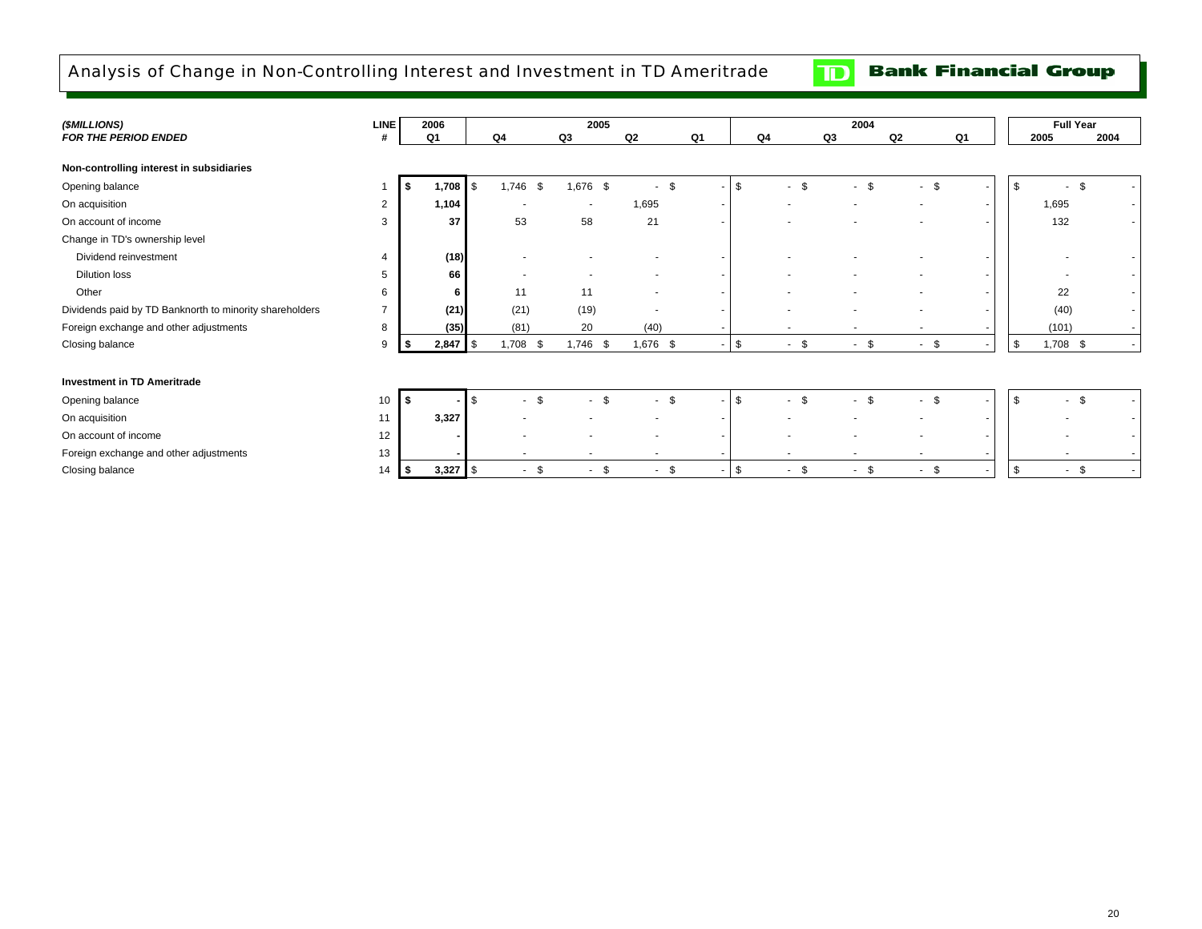# Analysis of Change in Non-Controlling Interest and Investment in TD Ameritrade

**TD Bank Financial Group**

| *($MILLIONS)* *FOR THE PERIOD ENDED* | LINE # | 2006 Q1 | 2005 Q4 | 2005 Q3 | 2005 Q2 | 2005 Q1 | 2004 Q4 | 2004 Q3 | 2004 Q2 | 2004 Q1 | Full Year 2005 | Full Year 2004 |
|---|---|---|---|---|---|---|---|---|---|---|---|---|
| **Non-controlling interest in subsidiaries** | | | | | | | | | | | | |
| Opening balance | 1 | **$ 1,708** | $ 1,746 | $ 1,676 | $ - | $ - | $ - | $ - | $ - | $ - | $ - | $ - |
| On acquisition | 2 | **1,104** | - | - | 1,695 | - | - | - | - | - | 1,695 | - |
| On account of income | 3 | **37** | 53 | 58 | 21 | - | - | - | - | - | 132 | - |
| Change in TD's ownership level | | | | | | | | | | | | |
| Dividend reinvestment | 4 | **(18)** | - | - | - | - | - | - | - | - | - | - |
| Dilution loss | 5 | **66** | - | - | - | - | - | - | - | - | - | - |
| Other | 6 | **6** | 11 | 11 | - | - | - | - | - | - | 22 | - |
| Dividends paid by TD Banknorth to minority shareholders | 7 | **(21)** | (21) | (19) | - | - | - | - | - | - | (40) | - |
| Foreign exchange and other adjustments | 8 | **(35)** | (81) | 20 | (40) | - | - | - | - | - | (101) | - |
| Closing balance | 9 | **$ 2,847** | $ 1,708 | $ 1,746 | $ 1,676 | $ - | $ - | $ - | $ - | $ - | $ 1,708 | $ - |
| **Investment in TD Ameritrade** | | | | | | | | | | | | |
| Opening balance | 10 | **$ -** | $ - | $ - | $ - | $ - | $ - | $ - | $ - | $ - | $ - | $ - |
| On acquisition | 11 | **3,327** | - | - | - | - | - | - | - | - | - | - |
| On account of income | 12 | **-** | - | - | - | - | - | - | - | - | - | - |
| Foreign exchange and other adjustments | 13 | **-** | - | - | - | - | - | - | - | - | - | - |
| Closing balance | 14 | **$ 3,327** | $ - | $ - | $ - | $ - | $ - | $ - | $ - | $ - | $ - | $ - |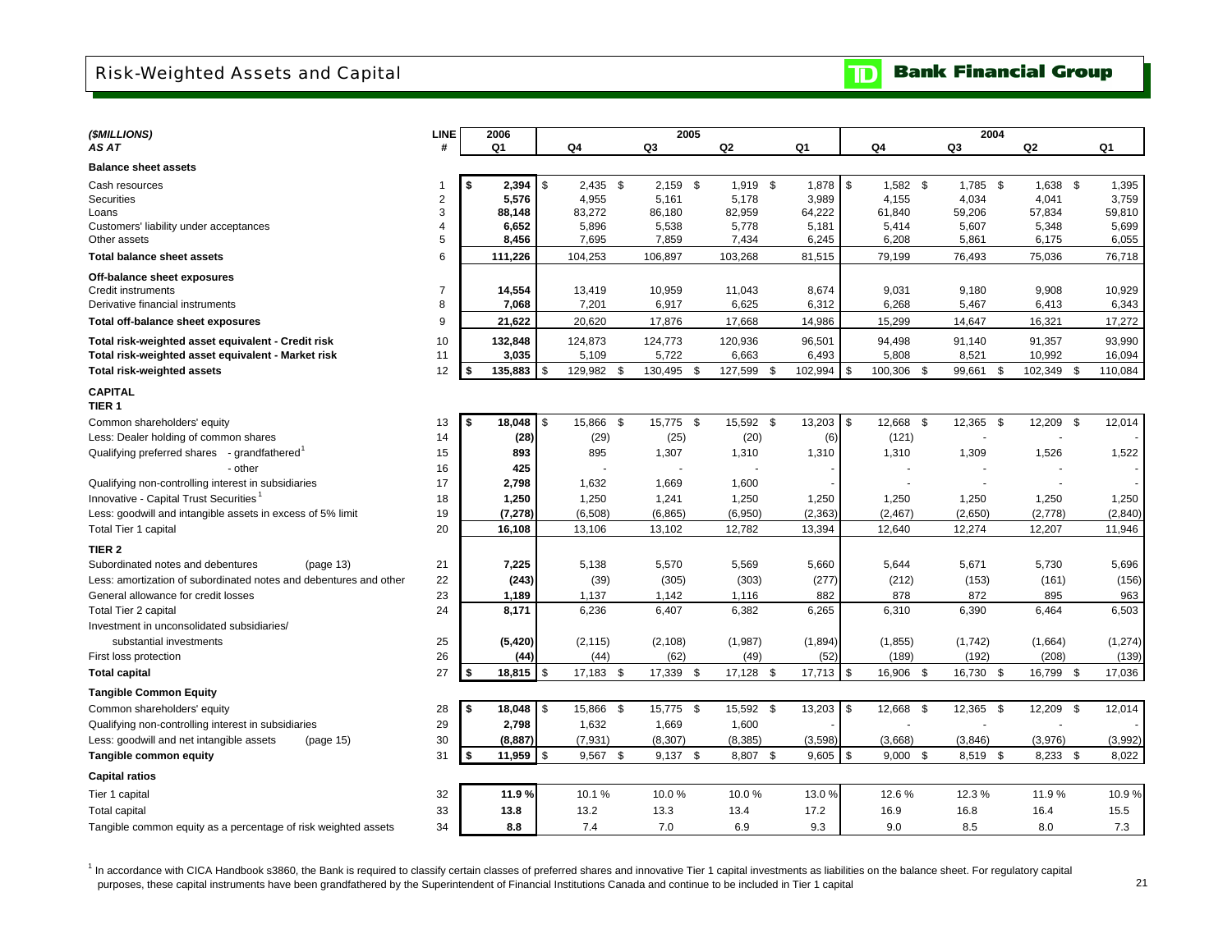# Risk-Weighted Assets and Capital

TD Bank Financial Group

| (\$MILLIONS) AS AT | LINE # | 2006 Q1 | 2005 Q4 | 2005 Q3 | 2005 Q2 | 2005 Q1 | 2004 Q4 | 2004 Q3 | 2004 Q2 | 2004 Q1 |
|---|---|---|---|---|---|---|---|---|---|---|
| **Balance sheet assets** | | | | | | | | | | |
| Cash resources | 1 | **\$ 2,394** | \$ 2,435 | \$ 2,159 | \$ 1,919 | \$ 1,878 | \$ 1,582 | \$ 1,785 | \$ 1,638 | \$ 1,395 |
| Securities | 2 | **5,576** | 4,955 | 5,161 | 5,178 | 3,989 | 4,155 | 4,034 | 4,041 | 3,759 |
| Loans | 3 | **88,148** | 83,272 | 86,180 | 82,959 | 64,222 | 61,840 | 59,206 | 57,834 | 59,810 |
| Customers' liability under acceptances | 4 | **6,652** | 5,896 | 5,538 | 5,778 | 5,181 | 5,414 | 5,607 | 5,348 | 5,699 |
| Other assets | 5 | **8,456** | 7,695 | 7,859 | 7,434 | 6,245 | 6,208 | 5,861 | 6,175 | 6,055 |
| **Total balance sheet assets** | 6 | **111,226** | 104,253 | 106,897 | 103,268 | 81,515 | 79,199 | 76,493 | 75,036 | 76,718 |
| **Off-balance sheet exposures** | | | | | | | | | | |
| Credit instruments | 7 | **14,554** | 13,419 | 10,959 | 11,043 | 8,674 | 9,031 | 9,180 | 9,908 | 10,929 |
| Derivative financial instruments | 8 | **7,068** | 7,201 | 6,917 | 6,625 | 6,312 | 6,268 | 5,467 | 6,413 | 6,343 |
| **Total off-balance sheet exposures** | 9 | **21,622** | 20,620 | 17,876 | 17,668 | 14,986 | 15,299 | 14,647 | 16,321 | 17,272 |
| **Total risk-weighted asset equivalent - Credit risk** | 10 | **132,848** | 124,873 | 124,773 | 120,936 | 96,501 | 94,498 | 91,140 | 91,357 | 93,990 |
| **Total risk-weighted asset equivalent - Market risk** | 11 | **3,035** | 5,109 | 5,722 | 6,663 | 6,493 | 5,808 | 8,521 | 10,992 | 16,094 |
| **Total risk-weighted assets** | 12 | **\$ 135,883** | \$ 129,982 | \$ 130,495 | \$ 127,599 | \$ 102,994 | \$ 100,306 | \$ 99,661 | \$ 102,349 | \$ 110,084 |
| **CAPITAL** | | | | | | | | | | |
| **TIER 1** | | | | | | | | | | |
| Common shareholders' equity | 13 | **\$ 18,048** | \$ 15,866 | \$ 15,775 | \$ 15,592 | \$ 13,203 | \$ 12,668 | \$ 12,365 | \$ 12,209 | \$ 12,014 |
| Less: Dealer holding of common shares | 14 | **(28)** | (29) | (25) | (20) | (6) | (121) | - | - | - |
| Qualifying preferred shares - grandfathered[1] | 15 | **893** | 895 | 1,307 | 1,310 | 1,310 | 1,310 | 1,309 | 1,526 | 1,522 |
| - other | 16 | **425** | - | - | - | - | - | - | - | - |
| Qualifying non-controlling interest in subsidiaries | 17 | **2,798** | 1,632 | 1,669 | 1,600 | - | - | - | - | - |
| Innovative - Capital Trust Securities[1] | 18 | **1,250** | 1,250 | 1,241 | 1,250 | 1,250 | 1,250 | 1,250 | 1,250 | 1,250 |
| Less: goodwill and intangible assets in excess of 5% limit | 19 | **(7,278)** | (6,508) | (6,865) | (6,950) | (2,363) | (2,467) | (2,650) | (2,778) | (2,840) |
| Total Tier 1 capital | 20 | **16,108** | 13,106 | 13,102 | 12,782 | 13,394 | 12,640 | 12,274 | 12,207 | 11,946 |
| **TIER 2** | | | | | | | | | | |
| Subordinated notes and debentures (page 13) | 21 | **7,225** | 5,138 | 5,570 | 5,569 | 5,660 | 5,644 | 5,671 | 5,730 | 5,696 |
| Less: amortization of subordinated notes and debentures and other | 22 | **(243)** | (39) | (305) | (303) | (277) | (212) | (153) | (161) | (156) |
| General allowance for credit losses | 23 | **1,189** | 1,137 | 1,142 | 1,116 | 882 | 878 | 872 | 895 | 963 |
| Total Tier 2 capital | 24 | **8,171** | 6,236 | 6,407 | 6,382 | 6,265 | 6,310 | 6,390 | 6,464 | 6,503 |
| Investment in unconsolidated subsidiaries/ substantial investments | 25 | **(5,420)** | (2,115) | (2,108) | (1,987) | (1,894) | (1,855) | (1,742) | (1,664) | (1,274) |
| First loss protection | 26 | **(44)** | (44) | (62) | (49) | (52) | (189) | (192) | (208) | (139) |
| **Total capital** | 27 | **\$ 18,815** | \$ 17,183 | \$ 17,339 | \$ 17,128 | \$ 17,713 | \$ 16,906 | \$ 16,730 | \$ 16,799 | \$ 17,036 |
| **Tangible Common Equity** | | | | | | | | | | |
| Common shareholders' equity | 28 | **\$ 18,048** | \$ 15,866 | \$ 15,775 | \$ 15,592 | \$ 13,203 | \$ 12,668 | \$ 12,365 | \$ 12,209 | \$ 12,014 |
| Qualifying non-controlling interest in subsidiaries | 29 | **2,798** | 1,632 | 1,669 | 1,600 | - | - | - | - | - |
| Less: goodwill and net intangible assets (page 15) | 30 | **(8,887)** | (7,931) | (8,307) | (8,385) | (3,598) | (3,668) | (3,846) | (3,976) | (3,992) |
| **Tangible common equity** | 31 | **\$ 11,959** | \$ 9,567 | \$ 9,137 | \$ 8,807 | \$ 9,605 | \$ 9,000 | \$ 8,519 | \$ 8,233 | \$ 8,022 |
| **Capital ratios** | | | | | | | | | | |
| Tier 1 capital | 32 | **11.9 %** | 10.1 % | 10.0 % | 10.0 % | 13.0 % | 12.6 % | 12.3 % | 11.9 % | 10.9 % |
| Total capital | 33 | **13.8** | 13.2 | 13.3 | 13.4 | 17.2 | 16.9 | 16.8 | 16.4 | 15.5 |
| Tangible common equity as a percentage of risk weighted assets | 34 | **8.8** | 7.4 | 7.0 | 6.9 | 9.3 | 9.0 | 8.5 | 8.0 | 7.3 |

[1] In accordance with CICA Handbook s3860, the Bank is required to classify certain classes of preferred shares and innovative Tier 1 capital investments as liabilities on the balance sheet. For regulatory capital purposes, these capital instruments have been grandfathered by the Superintendent of Financial Institutions Canada and continue to be included in Tier 1 capital